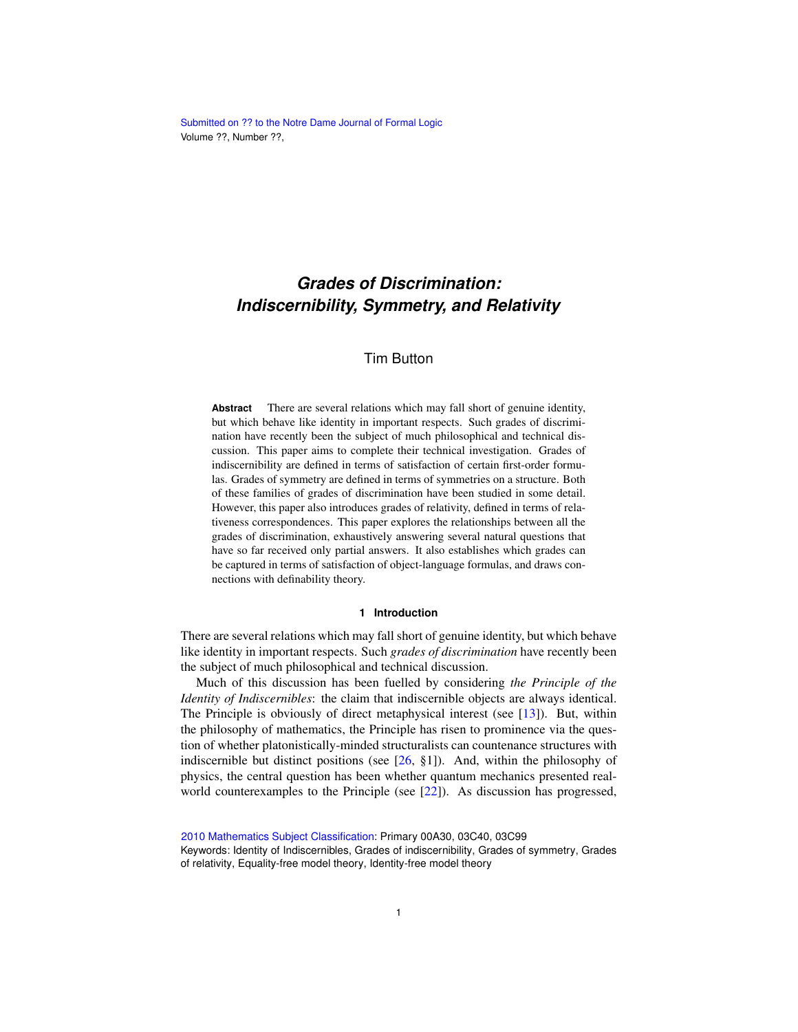Submitted on ?? to the Notre Dame Journal of Formal Logic
Volume ??, Number ??,

# *Grades of Discrimination: Indiscernibility, Symmetry, and Relativity*

Tim Button

**Abstract** There are several relations which may fall short of genuine identity, but which behave like identity in important respects. Such grades of discrimination have recently been the subject of much philosophical and technical discussion. This paper aims to complete their technical investigation. Grades of indiscernibility are defined in terms of satisfaction of certain first-order formulas. Grades of symmetry are defined in terms of symmetries on a structure. Both of these families of grades of discrimination have been studied in some detail. However, this paper also introduces grades of relativity, defined in terms of relativeness correspondences. This paper explores the relationships between all the grades of discrimination, exhaustively answering several natural questions that have so far received only partial answers. It also establishes which grades can be captured in terms of satisfaction of object-language formulas, and draws connections with definability theory.

## 1 Introduction

There are several relations which may fall short of genuine identity, but which behave like identity in important respects. Such *grades of discrimination* have recently been the subject of much philosophical and technical discussion.

Much of this discussion has been fuelled by considering *the Principle of the Identity of Indiscernibles*: the claim that indiscernible objects are always identical. The Principle is obviously of direct metaphysical interest (see [13]). But, within the philosophy of mathematics, the Principle has risen to prominence via the question of whether platonistically-minded structuralists can countenance structures with indiscernible but distinct positions (see [26, §1]). And, within the philosophy of physics, the central question has been whether quantum mechanics presented real-world counterexamples to the Principle (see [22]). As discussion has progressed,

2010 Mathematics Subject Classification: Primary 00A30, 03C40, 03C99
Keywords: Identity of Indiscernibles, Grades of indiscernibility, Grades of symmetry, Grades of relativity, Equality-free model theory, Identity-free model theory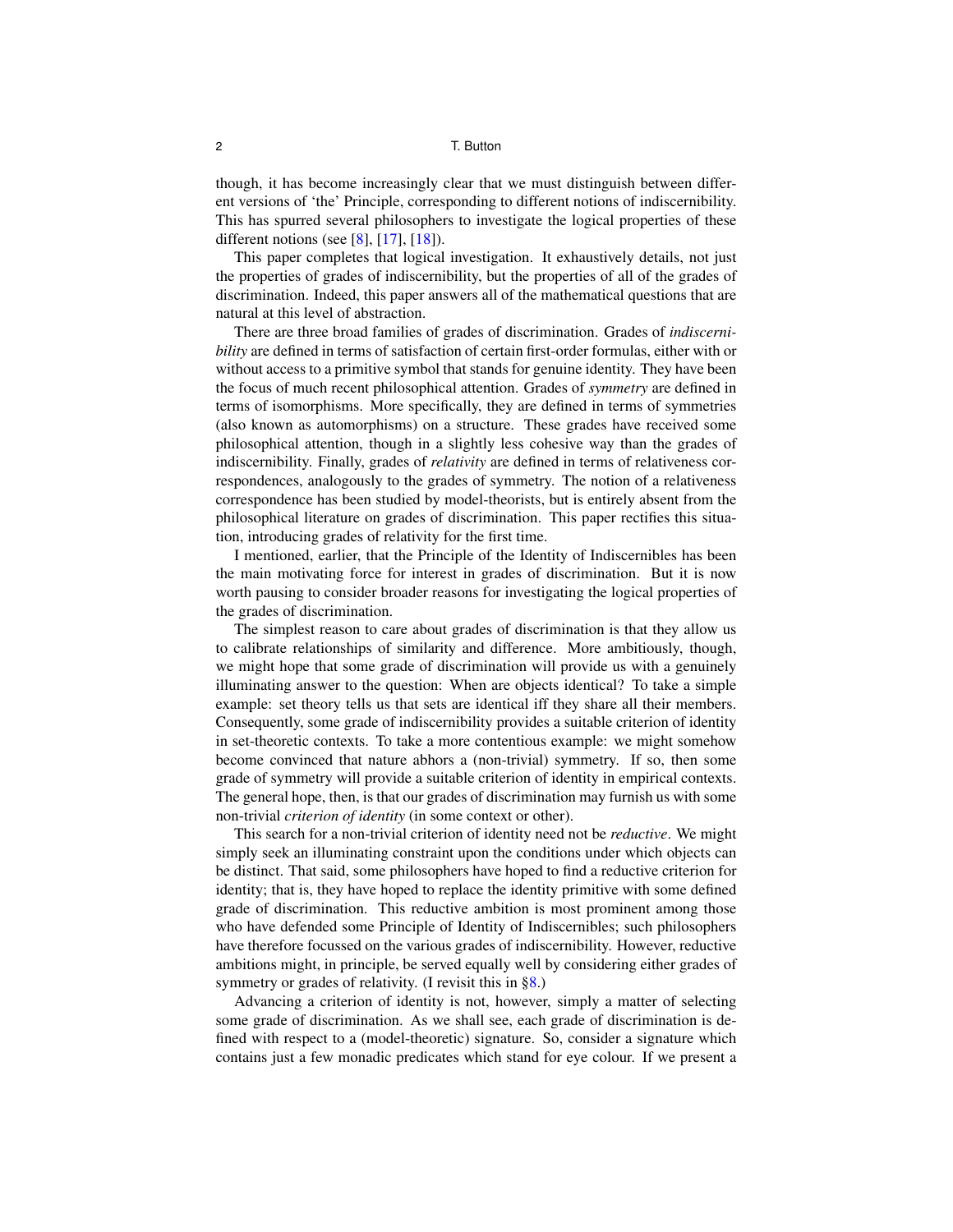though, it has become increasingly clear that we must distinguish between different versions of 'the' Principle, corresponding to different notions of indiscernibility. This has spurred several philosophers to investigate the logical properties of these different notions (see [8], [17], [18]).

This paper completes that logical investigation. It exhaustively details, not just the properties of grades of indiscernibility, but the properties of all of the grades of discrimination. Indeed, this paper answers all of the mathematical questions that are natural at this level of abstraction.

There are three broad families of grades of discrimination. Grades of *indiscernibility* are defined in terms of satisfaction of certain first-order formulas, either with or without access to a primitive symbol that stands for genuine identity. They have been the focus of much recent philosophical attention. Grades of *symmetry* are defined in terms of isomorphisms. More specifically, they are defined in terms of symmetries (also known as automorphisms) on a structure. These grades have received some philosophical attention, though in a slightly less cohesive way than the grades of indiscernibility. Finally, grades of *relativity* are defined in terms of relativeness correspondences, analogously to the grades of symmetry. The notion of a relativeness correspondence has been studied by model-theorists, but is entirely absent from the philosophical literature on grades of discrimination. This paper rectifies this situation, introducing grades of relativity for the first time.

I mentioned, earlier, that the Principle of the Identity of Indiscernibles has been the main motivating force for interest in grades of discrimination. But it is now worth pausing to consider broader reasons for investigating the logical properties of the grades of discrimination.

The simplest reason to care about grades of discrimination is that they allow us to calibrate relationships of similarity and difference. More ambitiously, though, we might hope that some grade of discrimination will provide us with a genuinely illuminating answer to the question: When are objects identical? To take a simple example: set theory tells us that sets are identical iff they share all their members. Consequently, some grade of indiscernibility provides a suitable criterion of identity in set-theoretic contexts. To take a more contentious example: we might somehow become convinced that nature abhors a (non-trivial) symmetry. If so, then some grade of symmetry will provide a suitable criterion of identity in empirical contexts. The general hope, then, is that our grades of discrimination may furnish us with some non-trivial *criterion of identity* (in some context or other).

This search for a non-trivial criterion of identity need not be *reductive*. We might simply seek an illuminating constraint upon the conditions under which objects can be distinct. That said, some philosophers have hoped to find a reductive criterion for identity; that is, they have hoped to replace the identity primitive with some defined grade of discrimination. This reductive ambition is most prominent among those who have defended some Principle of Identity of Indiscernibles; such philosophers have therefore focussed on the various grades of indiscernibility. However, reductive ambitions might, in principle, be served equally well by considering either grades of symmetry or grades of relativity. (I revisit this in §8.)

Advancing a criterion of identity is not, however, simply a matter of selecting some grade of discrimination. As we shall see, each grade of discrimination is defined with respect to a (model-theoretic) signature. So, consider a signature which contains just a few monadic predicates which stand for eye colour. If we present a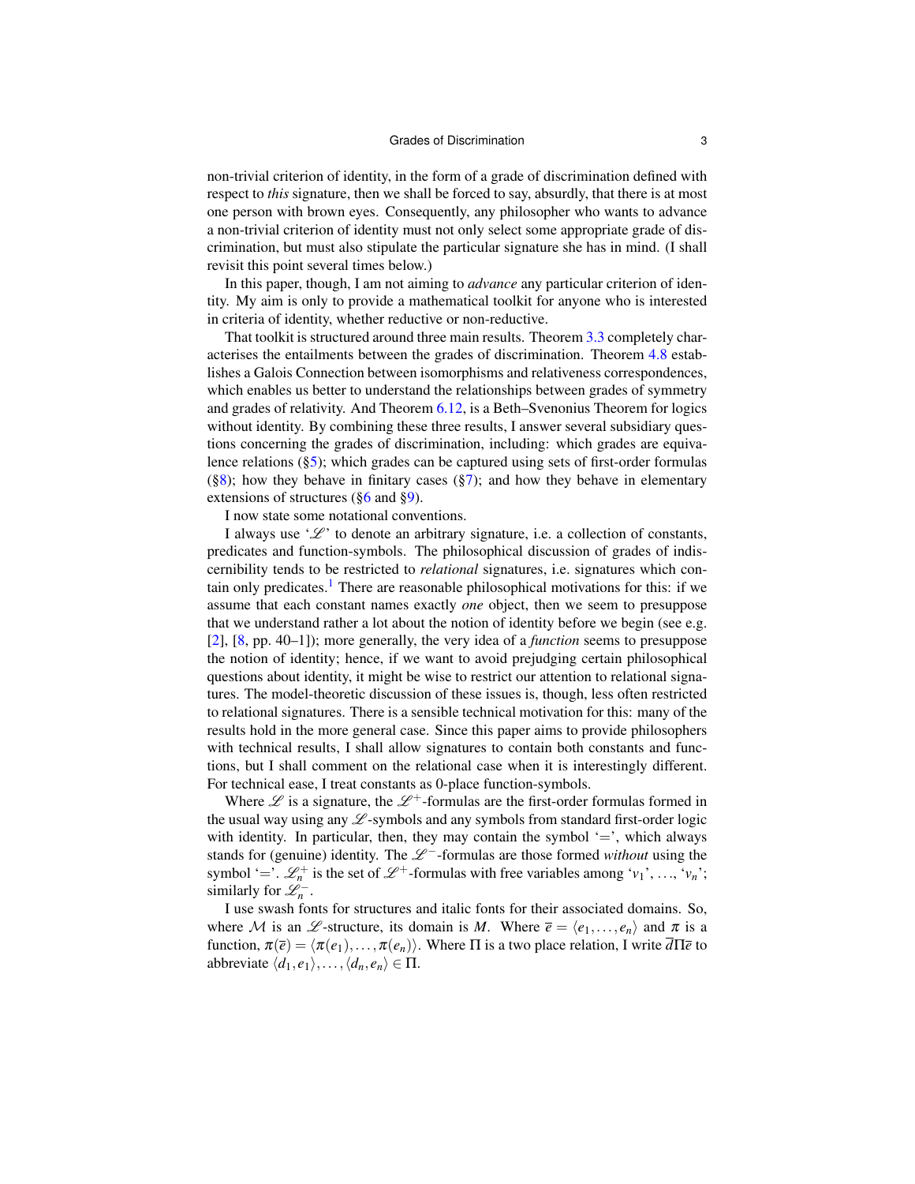non-trivial criterion of identity, in the form of a grade of discrimination defined with respect to *this* signature, then we shall be forced to say, absurdly, that there is at most one person with brown eyes. Consequently, any philosopher who wants to advance a non-trivial criterion of identity must not only select some appropriate grade of discrimination, but must also stipulate the particular signature she has in mind. (I shall revisit this point several times below.)

In this paper, though, I am not aiming to *advance* any particular criterion of identity. My aim is only to provide a mathematical toolkit for anyone who is interested in criteria of identity, whether reductive or non-reductive.

That toolkit is structured around three main results. Theorem 3.3 completely characterises the entailments between the grades of discrimination. Theorem 4.8 establishes a Galois Connection between isomorphisms and relativeness correspondences, which enables us better to understand the relationships between grades of symmetry and grades of relativity. And Theorem 6.12, is a Beth–Svenonius Theorem for logics without identity. By combining these three results, I answer several subsidiary questions concerning the grades of discrimination, including: which grades are equivalence relations (§5); which grades can be captured using sets of first-order formulas (§8); how they behave in finitary cases (§7); and how they behave in elementary extensions of structures (§6 and §9).

I now state some notational conventions.

I always use '$\mathscr{L}$' to denote an arbitrary signature, i.e. a collection of constants, predicates and function-symbols. The philosophical discussion of grades of indiscernibility tends to be restricted to *relational* signatures, i.e. signatures which contain only predicates.[1] There are reasonable philosophical motivations for this: if we assume that each constant names exactly *one* object, then we seem to presuppose that we understand rather a lot about the notion of identity before we begin (see e.g. [2], [8, pp. 40–1]); more generally, the very idea of a *function* seems to presuppose the notion of identity; hence, if we want to avoid prejudging certain philosophical questions about identity, it might be wise to restrict our attention to relational signatures. The model-theoretic discussion of these issues is, though, less often restricted to relational signatures. There is a sensible technical motivation for this: many of the results hold in the more general case. Since this paper aims to provide philosophers with technical results, I shall allow signatures to contain both constants and functions, but I shall comment on the relational case when it is interestingly different. For technical ease, I treat constants as 0-place function-symbols.

Where $\mathscr{L}$ is a signature, the $\mathscr{L}^+$-formulas are the first-order formulas formed in the usual way using any $\mathscr{L}$-symbols and any symbols from standard first-order logic with identity. In particular, then, they may contain the symbol '$=$', which always stands for (genuine) identity. The $\mathscr{L}^-$-formulas are those formed *without* using the symbol '$=$'. $\mathscr{L}_n^+$ is the set of $\mathscr{L}^+$-formulas with free variables among '$v_1$', ..., '$v_n$'; similarly for $\mathscr{L}_n^-$.

I use swash fonts for structures and italic fonts for their associated domains. So, where $\mathcal{M}$ is an $\mathscr{L}$-structure, its domain is $M$. Where $\overline{e} = \langle e_1, \ldots, e_n \rangle$ and $\pi$ is a function, $\pi(\overline{e}) = \langle \pi(e_1), \ldots, \pi(e_n) \rangle$. Where $\Pi$ is a two place relation, I write $\overline{d}\Pi\overline{e}$ to abbreviate $\langle d_1, e_1 \rangle, \ldots, \langle d_n, e_n \rangle \in \Pi$.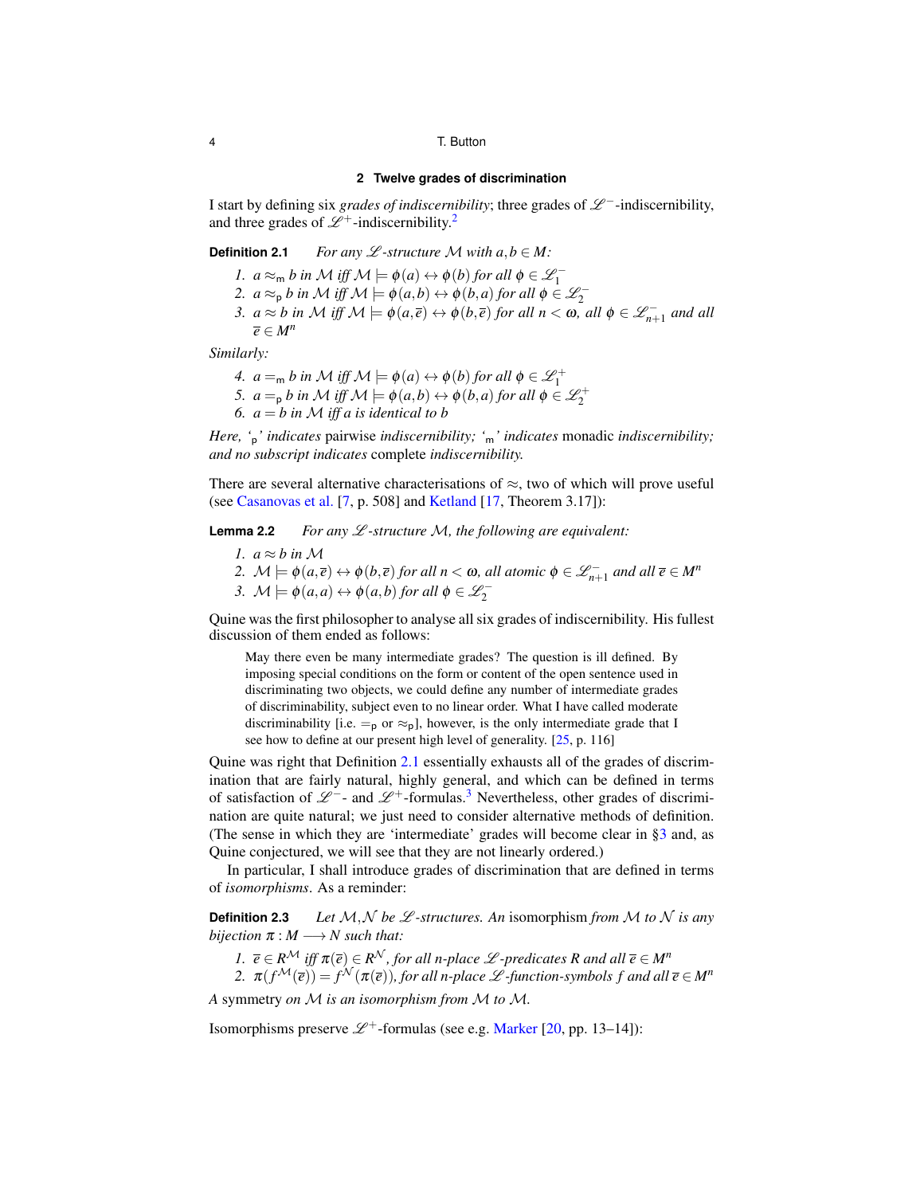## 2 Twelve grades of discrimination

I start by defining six *grades of indiscernibility*; three grades of $\mathscr{L}^-$-indiscernibility, and three grades of $\mathscr{L}^+$-indiscernibility.[2]

**Definition 2.1** *For any $\mathscr{L}$-structure $\mathcal{M}$ with $a, b \in M$:*

1. $a \approx_{\mathsf{m}} b$ *in $\mathcal{M}$ iff $\mathcal{M} \models \phi(a) \leftrightarrow \phi(b)$ for all $\phi \in \mathscr{L}^-_1$*
2. $a \approx_{\mathsf{p}} b$ *in $\mathcal{M}$ iff $\mathcal{M} \models \phi(a,b) \leftrightarrow \phi(b,a)$ for all $\phi \in \mathscr{L}^-_2$*
3. $a \approx b$ *in $\mathcal{M}$ iff $\mathcal{M} \models \phi(a,\overline{e}) \leftrightarrow \phi(b,\overline{e})$ for all $n < \omega$, all $\phi \in \mathscr{L}^-_{n+1}$ and all $\overline{e} \in M^n$*

*Similarly:*

4. $a =_{\mathsf{m}} b$ *in $\mathcal{M}$ iff $\mathcal{M} \models \phi(a) \leftrightarrow \phi(b)$ for all $\phi \in \mathscr{L}^+_1$*
5. $a =_{\mathsf{p}} b$ *in $\mathcal{M}$ iff $\mathcal{M} \models \phi(a,b) \leftrightarrow \phi(b,a)$ for all $\phi \in \mathscr{L}^+_2$*
6. $a = b$ *in $\mathcal{M}$ iff $a$ is identical to $b$*

*Here, '$_{\mathsf{p}}$' indicates* pairwise *indiscernibility; '$_{\mathsf{m}}$' indicates* monadic *indiscernibility; and no subscript indicates* complete *indiscernibility.*

There are several alternative characterisations of $\approx$, two of which will prove useful (see Casanovas et al. [7, p. 508] and Ketland [17, Theorem 3.17]):

**Lemma 2.2** *For any $\mathscr{L}$-structure $\mathcal{M}$, the following are equivalent:*

1. $a \approx b$ *in $\mathcal{M}$*
2. $\mathcal{M} \models \phi(a,\overline{e}) \leftrightarrow \phi(b,\overline{e})$ *for all $n < \omega$, all atomic $\phi \in \mathscr{L}^-_{n+1}$ and all $\overline{e} \in M^n$*
3. $\mathcal{M} \models \phi(a,a) \leftrightarrow \phi(a,b)$ *for all $\phi \in \mathscr{L}^-_2$*

Quine was the first philosopher to analyse all six grades of indiscernibility. His fullest discussion of them ended as follows:

> May there even be many intermediate grades? The question is ill defined. By imposing special conditions on the form or content of the open sentence used in discriminating two objects, we could define any number of intermediate grades of discriminability, subject even to no linear order. What I have called moderate discriminability [i.e. $=_{\mathsf{p}}$ or $\approx_{\mathsf{p}}$], however, is the only intermediate grade that I see how to define at our present high level of generality. [25, p. 116]

Quine was right that Definition 2.1 essentially exhausts all of the grades of discrimination that are fairly natural, highly general, and which can be defined in terms of satisfaction of $\mathscr{L}^-$- and $\mathscr{L}^+$-formulas.[3] Nevertheless, other grades of discrimination are quite natural; we just need to consider alternative methods of definition. (The sense in which they are 'intermediate' grades will become clear in §3 and, as Quine conjectured, we will see that they are not linearly ordered.)

In particular, I shall introduce grades of discrimination that are defined in terms of *isomorphisms*. As a reminder:

**Definition 2.3** *Let $\mathcal{M}, \mathcal{N}$ be $\mathscr{L}$-structures. An* isomorphism *from $\mathcal{M}$ to $\mathcal{N}$ is any bijection $\pi : M \longrightarrow N$ such that:*

1. $\overline{e} \in R^{\mathcal{M}}$ *iff $\pi(\overline{e}) \in R^{\mathcal{N}}$, for all $n$-place $\mathscr{L}$-predicates $R$ and all $\overline{e} \in M^n$*
2. $\pi(f^{\mathcal{M}}(\overline{e})) = f^{\mathcal{N}}(\pi(\overline{e}))$, *for all $n$-place $\mathscr{L}$-function-symbols $f$ and all $\overline{e} \in M^n$*

*A* symmetry *on $\mathcal{M}$ is an isomorphism from $\mathcal{M}$ to $\mathcal{M}$.*

Isomorphisms preserve $\mathscr{L}^+$-formulas (see e.g. Marker [20, pp. 13–14]):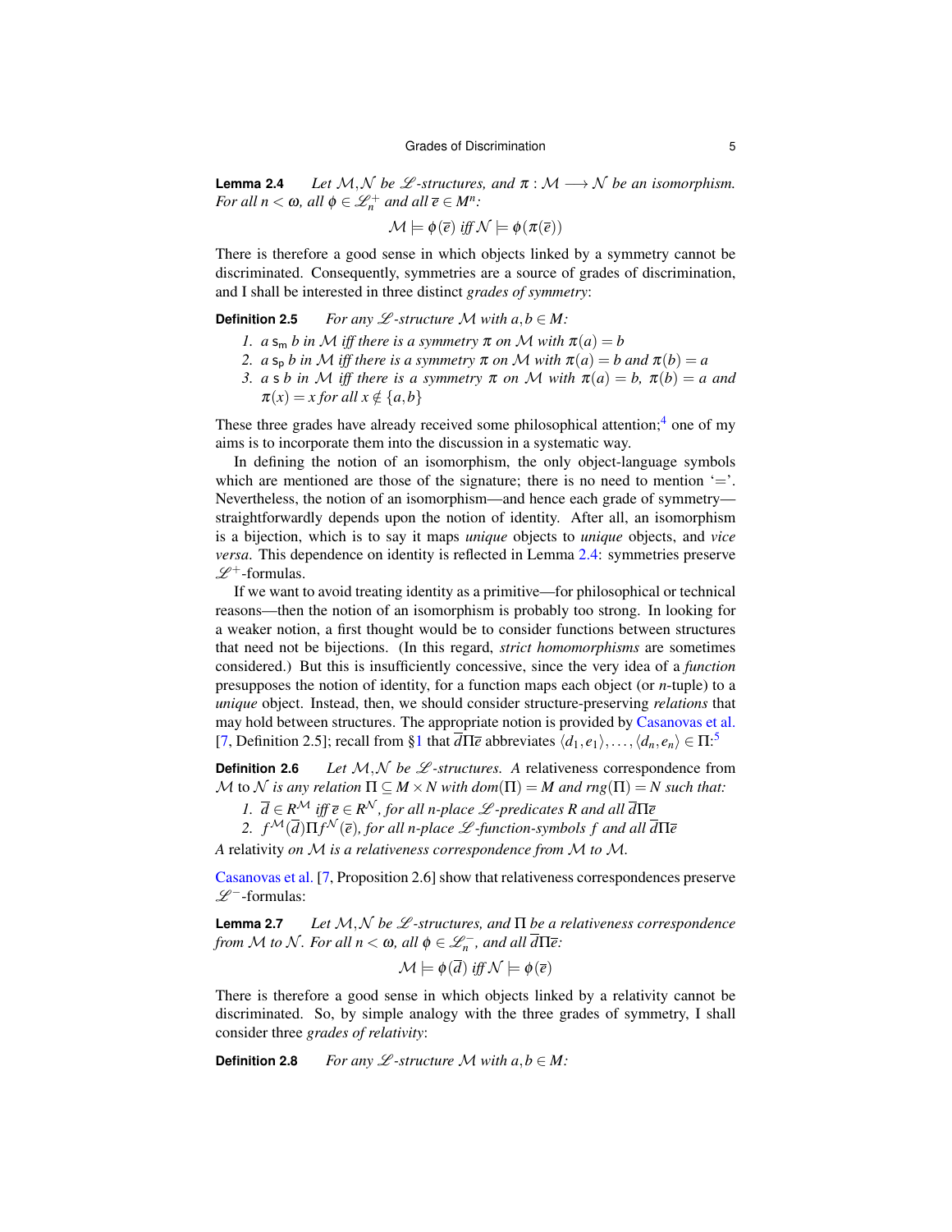**Lemma 2.4** *Let $\mathcal{M}, \mathcal{N}$ be $\mathscr{L}$-structures, and $\pi : \mathcal{M} \longrightarrow \mathcal{N}$ be an isomorphism. For all $n < \omega$, all $\phi \in \mathscr{L}^+_n$ and all $\overline{e} \in M^n$:*

$$\mathcal{M} \models \phi(\overline{e}) \text{ iff } \mathcal{N} \models \phi(\pi(\overline{e}))$$

There is therefore a good sense in which objects linked by a symmetry cannot be discriminated. Consequently, symmetries are a source of grades of discrimination, and I shall be interested in three distinct *grades of symmetry*:

**Definition 2.5** *For any $\mathscr{L}$-structure $\mathcal{M}$ with $a, b \in M$:*

1. *$a \mathsf{s_m} b$ in $\mathcal{M}$ iff there is a symmetry $\pi$ on $\mathcal{M}$ with $\pi(a) = b$*
2. *$a \mathsf{s_p} b$ in $\mathcal{M}$ iff there is a symmetry $\pi$ on $\mathcal{M}$ with $\pi(a) = b$ and $\pi(b) = a$*
3. *$a \mathsf{s} b$ in $\mathcal{M}$ iff there is a symmetry $\pi$ on $\mathcal{M}$ with $\pi(a) = b$, $\pi(b) = a$ and $\pi(x) = x$ for all $x \notin \{a, b\}$*

These three grades have already received some philosophical attention;[4] one of my aims is to incorporate them into the discussion in a systematic way.

In defining the notion of an isomorphism, the only object-language symbols which are mentioned are those of the signature; there is no need to mention '$=$'. Nevertheless, the notion of an isomorphism—and hence each grade of symmetry—straightforwardly depends upon the notion of identity. After all, an isomorphism is a bijection, which is to say it maps *unique* objects to *unique* objects, and *vice versa*. This dependence on identity is reflected in Lemma 2.4: symmetries preserve $\mathscr{L}^+$-formulas.

If we want to avoid treating identity as a primitive—for philosophical or technical reasons—then the notion of an isomorphism is probably too strong. In looking for a weaker notion, a first thought would be to consider functions between structures that need not be bijections. (In this regard, *strict homomorphisms* are sometimes considered.) But this is insufficiently concessive, since the very idea of a *function* presupposes the notion of identity, for a function maps each object (or $n$-tuple) to a *unique* object. Instead, then, we should consider structure-preserving *relations* that may hold between structures. The appropriate notion is provided by Casanovas et al. [7, Definition 2.5]; recall from §1 that $\overline{d}\Pi\overline{e}$ abbreviates $\langle d_1, e_1\rangle, \ldots, \langle d_n, e_n\rangle \in \Pi$:[5]

**Definition 2.6** *Let $\mathcal{M}, \mathcal{N}$ be $\mathscr{L}$-structures. A* relativeness correspondence *from $\mathcal{M}$ to $\mathcal{N}$ is any relation $\Pi \subseteq M \times N$ with $dom(\Pi) = M$ and $rng(\Pi) = N$ such that:*

1. *$\overline{d} \in R^{\mathcal{M}}$ iff $\overline{e} \in R^{\mathcal{N}}$, for all $n$-place $\mathscr{L}$-predicates $R$ and all $\overline{d}\Pi\overline{e}$*
2. *$f^{\mathcal{M}}(\overline{d})\Pi f^{\mathcal{N}}(\overline{e})$, for all $n$-place $\mathscr{L}$-function-symbols $f$ and all $\overline{d}\Pi\overline{e}$*

*A* relativity *on $\mathcal{M}$ is a relativeness correspondence from $\mathcal{M}$ to $\mathcal{M}$.*

Casanovas et al. [7, Proposition 2.6] show that relativeness correspondences preserve $\mathscr{L}^-$-formulas:

**Lemma 2.7** *Let $\mathcal{M}, \mathcal{N}$ be $\mathscr{L}$-structures, and $\Pi$ be a relativeness correspondence from $\mathcal{M}$ to $\mathcal{N}$. For all $n < \omega$, all $\phi \in \mathscr{L}^-_n$, and all $\overline{d}\Pi\overline{e}$:*

$$\mathcal{M} \models \phi(\overline{d}) \text{ iff } \mathcal{N} \models \phi(\overline{e})$$

There is therefore a good sense in which objects linked by a relativity cannot be discriminated. So, by simple analogy with the three grades of symmetry, I shall consider three *grades of relativity*:

**Definition 2.8** *For any $\mathscr{L}$-structure $\mathcal{M}$ with $a, b \in M$:*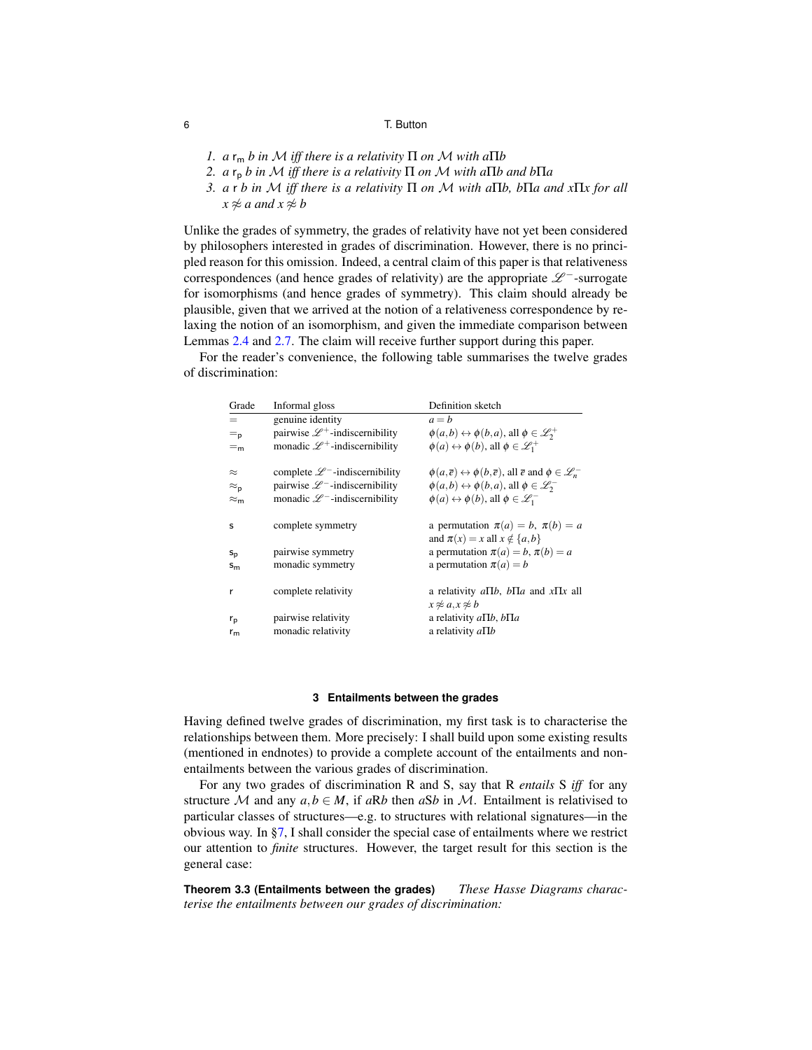1. $a \mathsf{r}_{\mathsf{m}} b$ *in* $\mathcal{M}$ *iff there is a relativity* $\Pi$ *on* $\mathcal{M}$ *with* $a\Pi b$
2. $a \mathsf{r}_{\mathsf{p}} b$ *in* $\mathcal{M}$ *iff there is a relativity* $\Pi$ *on* $\mathcal{M}$ *with* $a\Pi b$ *and* $b\Pi a$
3. $a \mathsf{r} b$ *in* $\mathcal{M}$ *iff there is a relativity* $\Pi$ *on* $\mathcal{M}$ *with* $a\Pi b$*,* $b\Pi a$ *and* $x\Pi x$ *for all* $x \not\approx a$ *and* $x \not\approx b$

Unlike the grades of symmetry, the grades of relativity have not yet been considered by philosophers interested in grades of discrimination. However, there is no principled reason for this omission. Indeed, a central claim of this paper is that relativeness correspondences (and hence grades of relativity) are the appropriate $\mathscr{L}^-$-surrogate for isomorphisms (and hence grades of symmetry). This claim should already be plausible, given that we arrived at the notion of a relativeness correspondence by relaxing the notion of an isomorphism, and given the immediate comparison between Lemmas 2.4 and 2.7. The claim will receive further support during this paper.

For the reader's convenience, the following table summarises the twelve grades of discrimination:

| Grade | Informal gloss | Definition sketch |
|---|---|---|
| $=$ | genuine identity | $a = b$ |
| $=_{\mathsf{p}}$ | pairwise $\mathscr{L}^+$-indiscernibility | $\phi(a,b) \leftrightarrow \phi(b,a)$, all $\phi \in \mathscr{L}_2^+$ |
| $=_{\mathsf{m}}$ | monadic $\mathscr{L}^+$-indiscernibility | $\phi(a) \leftrightarrow \phi(b)$, all $\phi \in \mathscr{L}_1^+$ |
| $\approx$ | complete $\mathscr{L}^-$-indiscernibility | $\phi(a,\overline{e}) \leftrightarrow \phi(b,\overline{e})$, all $\overline{e}$ and $\phi \in \mathscr{L}_n^-$ |
| $\approx_{\mathsf{p}}$ | pairwise $\mathscr{L}^-$-indiscernibility | $\phi(a,b) \leftrightarrow \phi(b,a)$, all $\phi \in \mathscr{L}_2^-$ |
| $\approx_{\mathsf{m}}$ | monadic $\mathscr{L}^-$-indiscernibility | $\phi(a) \leftrightarrow \phi(b)$, all $\phi \in \mathscr{L}_1^-$ |
| $\mathsf{s}$ | complete symmetry | a permutation $\pi(a) = b$, $\pi(b) = a$ and $\pi(x) = x$ all $x \notin \{a,b\}$ |
| $\mathsf{s}_{\mathsf{p}}$ | pairwise symmetry | a permutation $\pi(a) = b$, $\pi(b) = a$ |
| $\mathsf{s}_{\mathsf{m}}$ | monadic symmetry | a permutation $\pi(a) = b$ |
| $\mathsf{r}$ | complete relativity | a relativity $a\Pi b$, $b\Pi a$ and $x\Pi x$ all $x \not\approx a, x \not\approx b$ |
| $\mathsf{r}_{\mathsf{p}}$ | pairwise relativity | a relativity $a\Pi b$, $b\Pi a$ |
| $\mathsf{r}_{\mathsf{m}}$ | monadic relativity | a relativity $a\Pi b$ |

## 3 Entailments between the grades

Having defined twelve grades of discrimination, my first task is to characterise the relationships between them. More precisely: I shall build upon some existing results (mentioned in endnotes) to provide a complete account of the entailments and non-entailments between the various grades of discrimination.

For any two grades of discrimination R and S, say that R *entails* S *iff* for any structure $\mathcal{M}$ and any $a, b \in M$, if $a$R$b$ then $a$S$b$ in $\mathcal{M}$. Entailment is relativised to particular classes of structures—e.g. to structures with relational signatures—in the obvious way. In §7, I shall consider the special case of entailments where we restrict our attention to *finite* structures. However, the target result for this section is the general case:

**Theorem 3.3 (Entailments between the grades)** *These Hasse Diagrams characterise the entailments between our grades of discrimination:*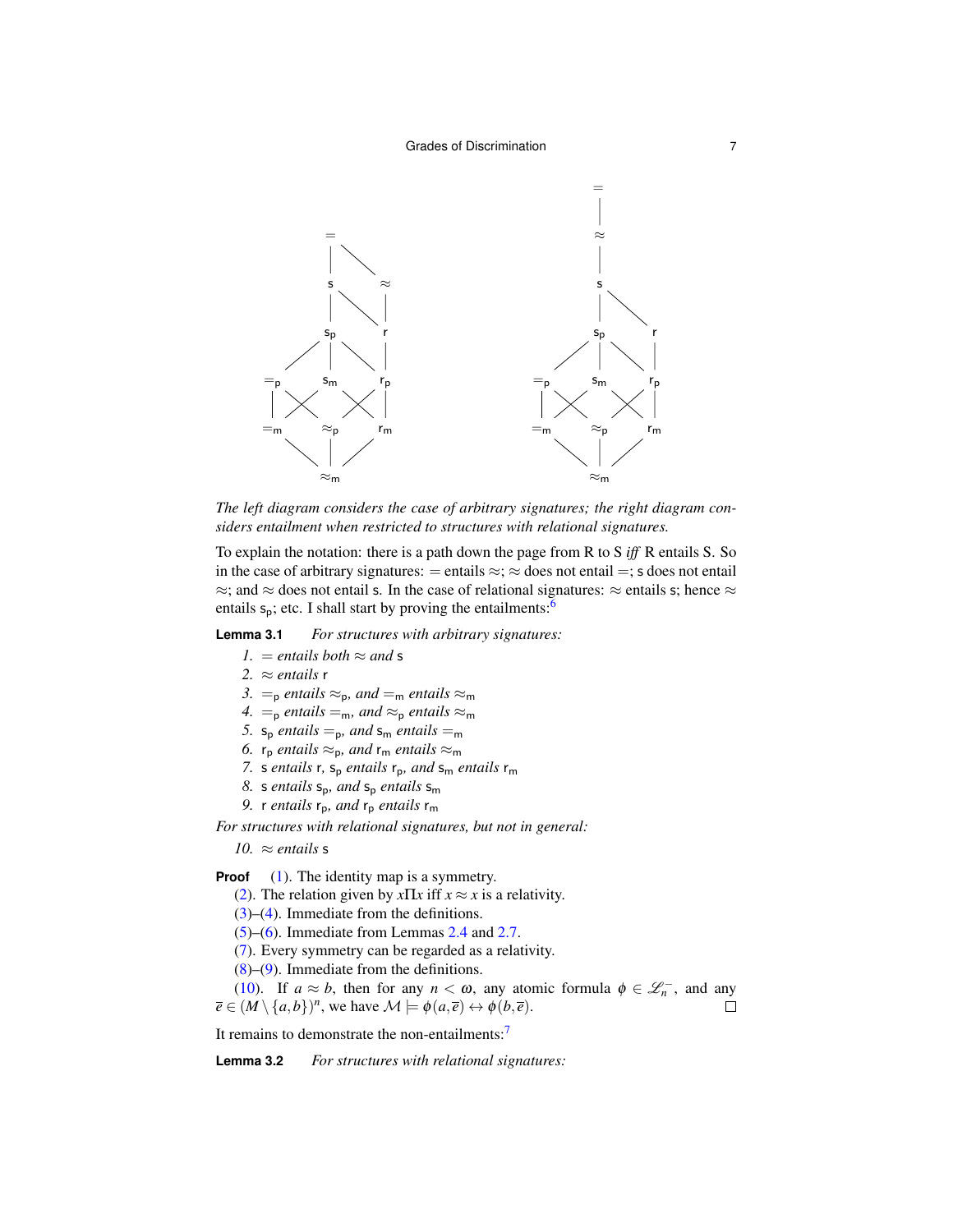The left diagram considers the case of arbitrary signatures; the right diagram considers entailment when restricted to structures with relational signatures.

To explain the notation: there is a path down the page from R to S *iff* R entails S. So in the case of arbitrary signatures: $=$ entails $\approx$; $\approx$ does not entail $=$; $\mathsf{s}$ does not entail $\approx$; and $\approx$ does not entail $\mathsf{s}$. In the case of relational signatures: $\approx$ entails $\mathsf{s}$; hence $\approx$ entails $\mathsf{s_p}$; etc. I shall start by proving the entailments:[6]

**Lemma 3.1** *For structures with arbitrary signatures:*

1. $=$ *entails both* $\approx$ *and* $\mathsf{s}$
2. $\approx$ *entails* $\mathsf{r}$
3. $=_\mathsf{p}$ *entails* $\approx_\mathsf{p}$*, and* $=_\mathsf{m}$ *entails* $\approx_\mathsf{m}$
4. $=_\mathsf{p}$ *entails* $=_\mathsf{m}$*, and* $\approx_\mathsf{p}$ *entails* $\approx_\mathsf{m}$
5. $\mathsf{s_p}$ *entails* $=_\mathsf{p}$*, and* $\mathsf{s_m}$ *entails* $=_\mathsf{m}$
6. $\mathsf{r_p}$ *entails* $\approx_\mathsf{p}$*, and* $\mathsf{r_m}$ *entails* $\approx_\mathsf{m}$
7. $\mathsf{s}$ *entails* $\mathsf{r}$*,* $\mathsf{s_p}$ *entails* $\mathsf{r_p}$*, and* $\mathsf{s_m}$ *entails* $\mathsf{r_m}$
8. $\mathsf{s}$ *entails* $\mathsf{s_p}$*, and* $\mathsf{s_p}$ *entails* $\mathsf{s_m}$
9. $\mathsf{r}$ *entails* $\mathsf{r_p}$*, and* $\mathsf{r_p}$ *entails* $\mathsf{r_m}$

*For structures with relational signatures, but not in general:*

10. $\approx$ *entails* $\mathsf{s}$

**Proof** (1). The identity map is a symmetry.

(2). The relation given by $x\Pi x$ iff $x \approx x$ is a relativity.

(3)–(4). Immediate from the definitions.

(5)–(6). Immediate from Lemmas 2.4 and 2.7.

(7). Every symmetry can be regarded as a relativity.

(8)–(9). Immediate from the definitions.

(10). If $a \approx b$, then for any $n < \omega$, any atomic formula $\phi \in \mathscr{L}_n^-$, and any $\overline{e} \in (M \setminus \{a,b\})^n$, we have $\mathcal{M} \models \phi(a,\overline{e}) \leftrightarrow \phi(b,\overline{e})$. □

It remains to demonstrate the non-entailments:[7]

**Lemma 3.2** *For structures with relational signatures:*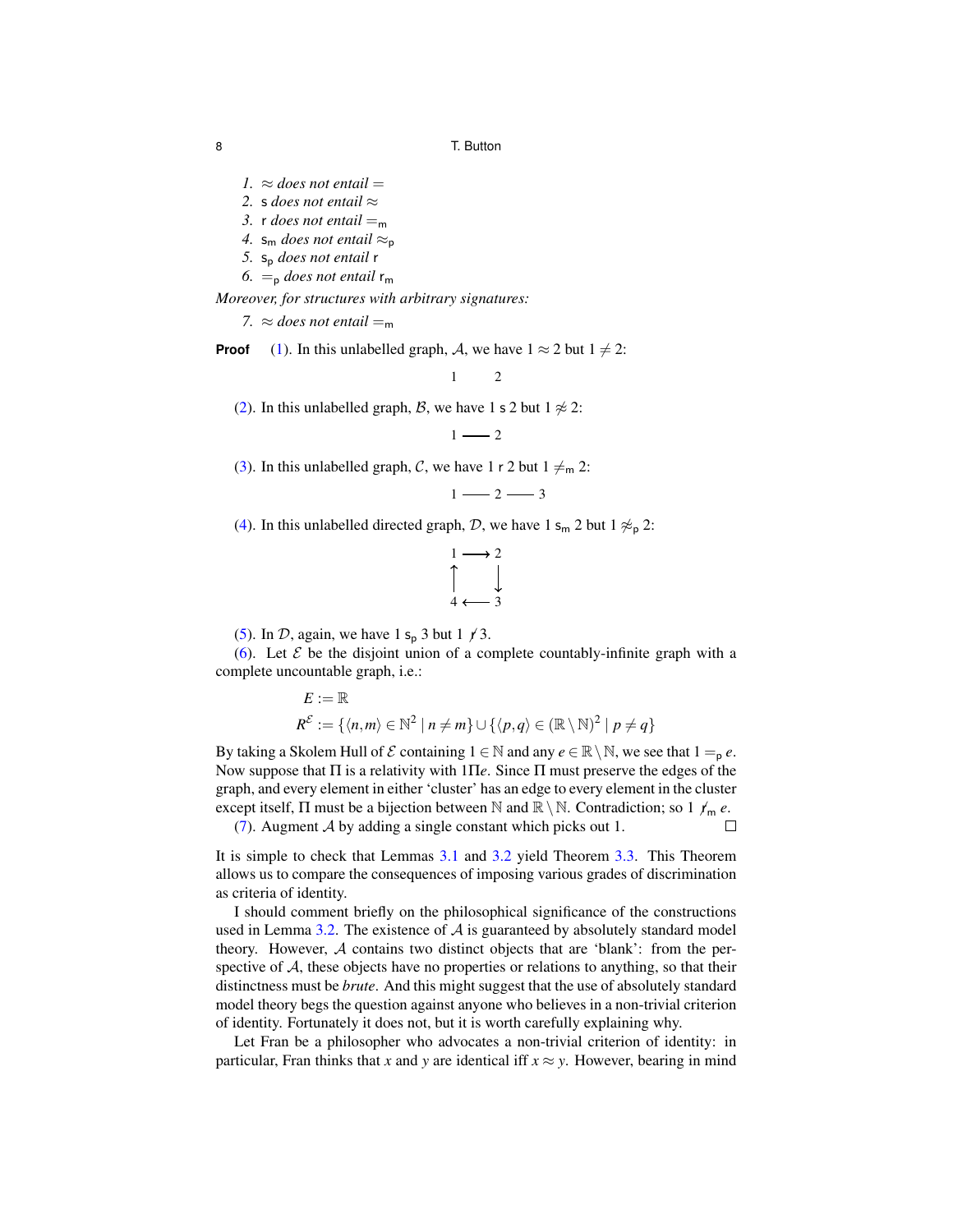1. $\approx$ *does not entail* $=$
2. $\mathsf{s}$ *does not entail* $\approx$
3. $\mathsf{r}$ *does not entail* $=_{\mathsf{m}}$
4. $\mathsf{s}_{\mathsf{m}}$ *does not entail* $\approx_{\mathsf{p}}$
5. $\mathsf{s}_{\mathsf{p}}$ *does not entail* $\mathsf{r}$
6. $=_{\mathsf{p}}$ *does not entail* $\mathsf{r}_{\mathsf{m}}$

*Moreover, for structures with arbitrary signatures:*

7. $\approx$ *does not entail* $=_{\mathsf{m}}$

**Proof** (1). In this unlabelled graph, $\mathcal{A}$, we have $1 \approx 2$ but $1 \neq 2$:

$$1 \qquad 2$$

(2). In this unlabelled graph, $\mathcal{B}$, we have $1 \,\mathsf{s}\, 2$ but $1 \not\approx 2$:

$$1 \longrightarrow 2$$

(3). In this unlabelled graph, $\mathcal{C}$, we have $1 \,\mathsf{r}\, 2$ but $1 \neq_{\mathsf{m}} 2$:

$$1 \text{ —— } 2 \text{ —— } 3$$

(4). In this unlabelled directed graph, $\mathcal{D}$, we have $1 \,\mathsf{s}_{\mathsf{m}}\, 2$ but $1 \not\approx_{\mathsf{p}} 2$:

$$\begin{array}{ccc} 1 & \longrightarrow & 2 \\ \uparrow & & \downarrow \\ 4 & \longleftarrow & 3 \end{array}$$

(5). In $\mathcal{D}$, again, we have $1 \,\mathsf{s}_{\mathsf{p}}\, 3$ but $1 \not\mathsf{r}\, 3$.

(6). Let $\mathcal{E}$ be the disjoint union of a complete countably-infinite graph with a complete uncountable graph, i.e.:

$$E := \mathbb{R}$$
$$R^{\mathcal{E}} := \{\langle n, m\rangle \in \mathbb{N}^2 \mid n \neq m\} \cup \{\langle p, q\rangle \in (\mathbb{R} \setminus \mathbb{N})^2 \mid p \neq q\}$$

By taking a Skolem Hull of $\mathcal{E}$ containing $1 \in \mathbb{N}$ and any $e \in \mathbb{R} \setminus \mathbb{N}$, we see that $1 =_{\mathsf{p}} e$. Now suppose that $\Pi$ is a relativity with $1 \Pi e$. Since $\Pi$ must preserve the edges of the graph, and every element in either 'cluster' has an edge to every element in the cluster except itself, $\Pi$ must be a bijection between $\mathbb{N}$ and $\mathbb{R} \setminus \mathbb{N}$. Contradiction; so $1 \not\mathsf{r}_{\mathsf{m}}\, e$.

(7). Augment $\mathcal{A}$ by adding a single constant which picks out 1. □

It is simple to check that Lemmas 3.1 and 3.2 yield Theorem 3.3. This Theorem allows us to compare the consequences of imposing various grades of discrimination as criteria of identity.

I should comment briefly on the philosophical significance of the constructions used in Lemma 3.2. The existence of $\mathcal{A}$ is guaranteed by absolutely standard model theory. However, $\mathcal{A}$ contains two distinct objects that are 'blank': from the perspective of $\mathcal{A}$, these objects have no properties or relations to anything, so that their distinctness must be *brute*. And this might suggest that the use of absolutely standard model theory begs the question against anyone who believes in a non-trivial criterion of identity. Fortunately it does not, but it is worth carefully explaining why.

Let Fran be a philosopher who advocates a non-trivial criterion of identity: in particular, Fran thinks that $x$ and $y$ are identical iff $x \approx y$. However, bearing in mind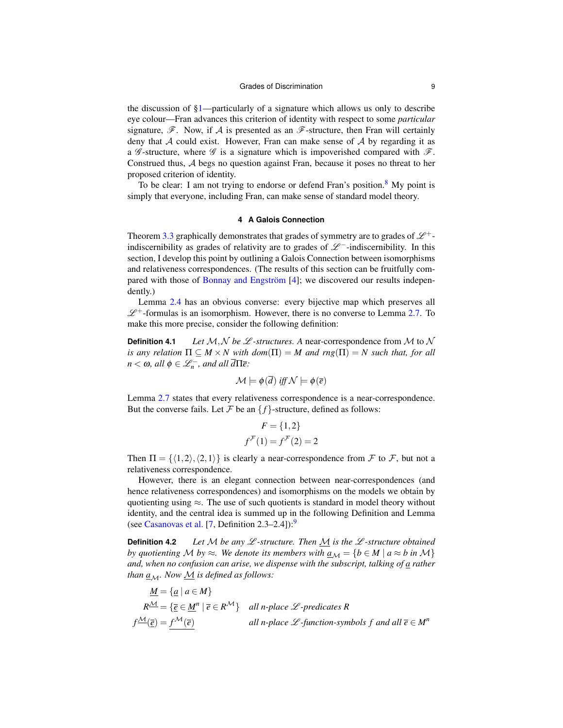the discussion of §1—particularly of a signature which allows us only to describe eye colour—Fran advances this criterion of identity with respect to some *particular* signature, $\mathscr{F}$. Now, if $\mathcal{A}$ is presented as an $\mathscr{F}$-structure, then Fran will certainly deny that $\mathcal{A}$ could exist. However, Fran can make sense of $\mathcal{A}$ by regarding it as a $\mathscr{G}$-structure, where $\mathscr{G}$ is a signature which is impoverished compared with $\mathscr{F}$. Construed thus, $\mathcal{A}$ begs no question against Fran, because it poses no threat to her proposed criterion of identity.

To be clear: I am not trying to endorse or defend Fran's position.[8] My point is simply that everyone, including Fran, can make sense of standard model theory.

## 4 A Galois Connection

Theorem 3.3 graphically demonstrates that grades of symmetry are to grades of $\mathscr{L}^{+}$-indiscernibility as grades of relativity are to grades of $\mathscr{L}^{-}$-indiscernibility. In this section, I develop this point by outlining a Galois Connection between isomorphisms and relativeness correspondences. (The results of this section can be fruitfully compared with those of Bonnay and Engström [4]; we discovered our results independently.)

Lemma 2.4 has an obvious converse: every bijective map which preserves all $\mathscr{L}^{+}$-formulas is an isomorphism. However, there is no converse to Lemma 2.7. To make this more precise, consider the following definition:

**Definition 4.1** *Let $\mathcal{M}, \mathcal{N}$ be $\mathscr{L}$-structures. A* near-correspondence *from $\mathcal{M}$ to $\mathcal{N}$ is any relation $\Pi \subseteq M \times N$ with $dom(\Pi) = M$ and $rng(\Pi) = N$ such that, for all $n < \omega$, all $\phi \in \mathscr{L}^{-}_{n}$, and all $\overline{d}\Pi\overline{e}$:*

$$\mathcal{M} \models \phi(\overline{d}) \text{ iff } \mathcal{N} \models \phi(\overline{e})$$

Lemma 2.7 states that every relativeness correspondence is a near-correspondence. But the converse fails. Let $\mathcal{F}$ be an $\{f\}$-structure, defined as follows:

$$F = \{1, 2\}$$
$$f^{\mathcal{F}}(1) = f^{\mathcal{F}}(2) = 2$$

Then $\Pi = \{\langle 1, 2\rangle, \langle 2, 1\rangle\}$ is clearly a near-correspondence from $\mathcal{F}$ to $\mathcal{F}$, but not a relativeness correspondence.

However, there is an elegant connection between near-correspondences (and hence relativeness correspondences) and isomorphisms on the models we obtain by quotienting using $\approx$. The use of such quotients is standard in model theory without identity, and the central idea is summed up in the following Definition and Lemma (see Casanovas et al. [7, Definition 2.3–2.4]):[9]

**Definition 4.2** *Let $\mathcal{M}$ be any $\mathscr{L}$-structure. Then $\underline{\mathcal{M}}$ is the $\mathscr{L}$-structure obtained by quotienting $\mathcal{M}$ by $\approx$. We denote its members with $\underline{a}_{\mathcal{M}} = \{b \in M \mid a \approx b \text{ in } \mathcal{M}\}$ and, when no confusion can arise, we dispense with the subscript, talking of $\underline{a}$ rather than $\underline{a}_{\mathcal{M}}$. Now $\underline{\mathcal{M}}$ is defined as follows:*

$$\underline{M} = \{\underline{a} \mid a \in M\}$$
$$R^{\underline{\mathcal{M}}} = \{\underline{\overline{e}} \in \underline{M}^{n} \mid \overline{e} \in R^{\mathcal{M}}\} \quad \text{all } n\text{-place } \mathscr{L}\text{-predicates } R$$
$$f^{\underline{\mathcal{M}}}(\underline{\overline{e}}) = \underline{f^{\mathcal{M}}(\overline{e})} \quad \text{all } n\text{-place } \mathscr{L}\text{-function-symbols } f \text{ and all } \overline{e} \in M^{n}$$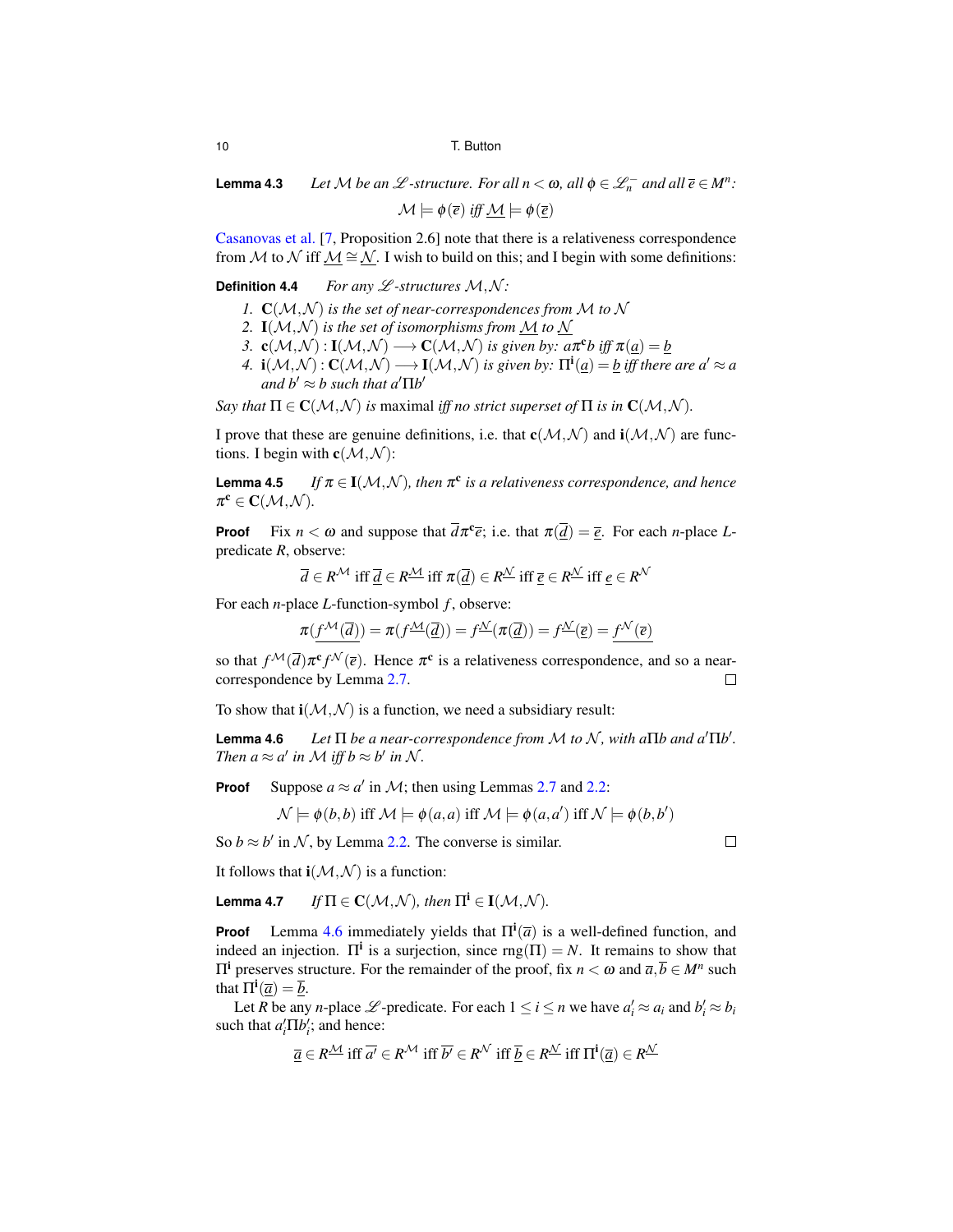**Lemma 4.3** *Let $\mathcal{M}$ be an $\mathscr{L}$-structure. For all $n < \omega$, all $\phi \in \mathscr{L}_n^-$ and all $\overline{e} \in M^n$:*

$$\mathcal{M} \models \phi(\overline{e}) \text{ iff } \underline{\mathcal{M}} \models \phi(\underline{\overline{e}})$$

Casanovas et al. [7, Proposition 2.6] note that there is a relativeness correspondence from $\mathcal{M}$ to $\mathcal{N}$ iff $\underline{\mathcal{M}} \cong \underline{\mathcal{N}}$. I wish to build on this; and I begin with some definitions:

**Definition 4.4** *For any $\mathscr{L}$-structures $\mathcal{M}, \mathcal{N}$:*

1. *$\mathbf{C}(\mathcal{M}, \mathcal{N})$ is the set of near-correspondences from $\mathcal{M}$ to $\mathcal{N}$*
2. *$\mathbf{I}(\mathcal{M}, \mathcal{N})$ is the set of isomorphisms from $\underline{\mathcal{M}}$ to $\underline{\mathcal{N}}$*
3. *$\mathbf{c}(\mathcal{M}, \mathcal{N}) : \mathbf{I}(\mathcal{M}, \mathcal{N}) \longrightarrow \mathbf{C}(\mathcal{M}, \mathcal{N})$ is given by: $a\pi^{\mathbf{c}}b$ iff $\pi(\underline{a}) = \underline{b}$*
4. *$\mathbf{i}(\mathcal{M}, \mathcal{N}) : \mathbf{C}(\mathcal{M}, \mathcal{N}) \longrightarrow \mathbf{I}(\mathcal{M}, \mathcal{N})$ is given by: $\Pi^{\mathbf{i}}(\underline{a}) = \underline{b}$ iff there are $a' \approx a$ and $b' \approx b$ such that $a'\Pi b'$*

*Say that $\Pi \in \mathbf{C}(\mathcal{M}, \mathcal{N})$ is* maximal *iff no strict superset of $\Pi$ is in $\mathbf{C}(\mathcal{M}, \mathcal{N})$.*

I prove that these are genuine definitions, i.e. that $\mathbf{c}(\mathcal{M}, \mathcal{N})$ and $\mathbf{i}(\mathcal{M}, \mathcal{N})$ are functions. I begin with $\mathbf{c}(\mathcal{M}, \mathcal{N})$:

**Lemma 4.5** *If $\pi \in \mathbf{I}(\mathcal{M}, \mathcal{N})$, then $\pi^{\mathbf{c}}$ is a relativeness correspondence, and hence $\pi^{\mathbf{c}} \in \mathbf{C}(\mathcal{M}, \mathcal{N})$.*

**Proof** Fix $n < \omega$ and suppose that $\overline{d}\pi^{\mathbf{c}}\overline{e}$; i.e. that $\pi(\underline{\overline{d}}) = \underline{\overline{e}}$. For each $n$-place $L$-predicate $R$, observe:

$$\overline{d} \in R^{\mathcal{M}} \text{ iff } \underline{\overline{d}} \in R^{\underline{\mathcal{M}}} \text{ iff } \pi(\underline{\overline{d}}) \in R^{\underline{\mathcal{N}}} \text{ iff } \underline{\overline{e}} \in R^{\underline{\mathcal{N}}} \text{ iff } \underline{e} \in R^{\mathcal{N}}$$

For each $n$-place $L$-function-symbol $f$, observe:

$$\pi(\underline{f^{\mathcal{M}}(\overline{d})}) = \pi(f^{\underline{\mathcal{M}}}(\underline{\overline{d}})) = f^{\underline{\mathcal{N}}}(\pi(\underline{\overline{d}})) = f^{\underline{\mathcal{N}}}(\underline{\overline{e}}) = \underline{f^{\mathcal{N}}(\overline{e})}$$

so that $f^{\mathcal{M}}(\overline{d})\pi^{\mathbf{c}}f^{\mathcal{N}}(\overline{e})$. Hence $\pi^{\mathbf{c}}$ is a relativeness correspondence, and so a near-correspondence by Lemma 2.7. □

To show that $\mathbf{i}(\mathcal{M}, \mathcal{N})$ is a function, we need a subsidiary result:

**Lemma 4.6** *Let $\Pi$ be a near-correspondence from $\mathcal{M}$ to $\mathcal{N}$, with $a\Pi b$ and $a'\Pi b'$. Then $a \approx a'$ in $\mathcal{M}$ iff $b \approx b'$ in $\mathcal{N}$.*

**Proof** Suppose $a \approx a'$ in $\mathcal{M}$; then using Lemmas 2.7 and 2.2:

$$\mathcal{N} \models \phi(b, b) \text{ iff } \mathcal{M} \models \phi(a, a) \text{ iff } \mathcal{M} \models \phi(a, a') \text{ iff } \mathcal{N} \models \phi(b, b')$$

So $b \approx b'$ in $\mathcal{N}$, by Lemma 2.2. The converse is similar. □

It follows that $\mathbf{i}(\mathcal{M}, \mathcal{N})$ is a function:

**Lemma 4.7** *If $\Pi \in \mathbf{C}(\mathcal{M}, \mathcal{N})$, then $\Pi^{\mathbf{i}} \in \mathbf{I}(\mathcal{M}, \mathcal{N})$.*

**Proof** Lemma 4.6 immediately yields that $\Pi^{\mathbf{i}}(\overline{a})$ is a well-defined function, and indeed an injection. $\Pi^{\mathbf{i}}$ is a surjection, since $\text{rng}(\Pi) = N$. It remains to show that $\Pi^{\mathbf{i}}$ preserves structure. For the remainder of the proof, fix $n < \omega$ and $\overline{a}, \overline{b} \in M^n$ such that $\Pi^{\mathbf{i}}(\underline{\overline{a}}) = \underline{\overline{b}}$.

Let $R$ be any $n$-place $\mathscr{L}$-predicate. For each $1 \leq i \leq n$ we have $a_i' \approx a_i$ and $b_i' \approx b_i$ such that $a_i'\Pi b_i'$; and hence:

$$\underline{\overline{a}} \in R^{\underline{\mathcal{M}}} \text{ iff } \overline{a'} \in R^{\mathcal{M}} \text{ iff } \overline{b'} \in R^{\mathcal{N}} \text{ iff } \underline{\overline{b}} \in R^{\underline{\mathcal{N}}} \text{ iff } \Pi^{\mathbf{i}}(\underline{\overline{a}}) \in R^{\underline{\mathcal{N}}}$$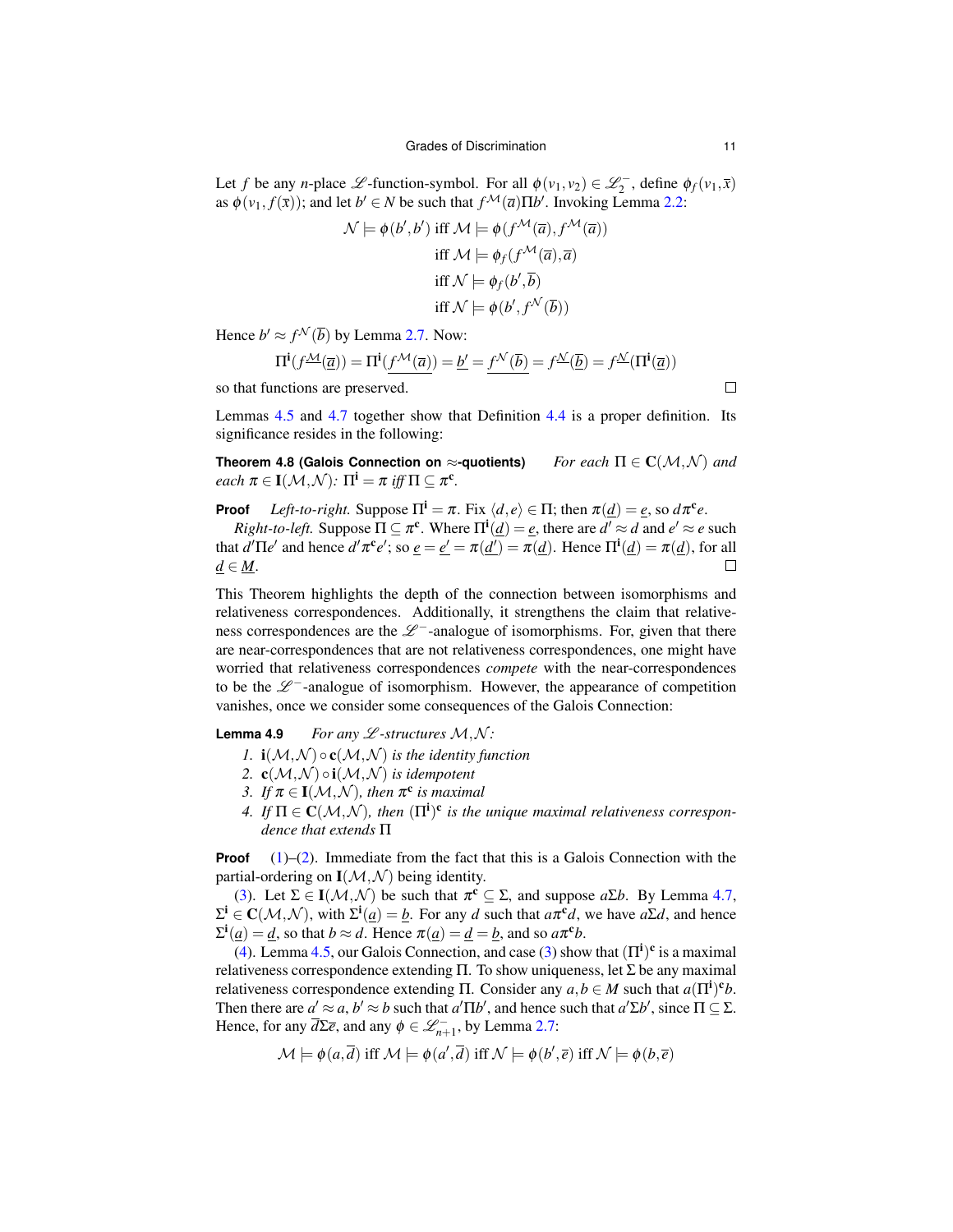Let $f$ be any $n$-place $\mathscr{L}$-function-symbol. For all $\phi(v_1, v_2) \in \mathscr{L}_2^-$, define $\phi_f(v_1, \overline{x})$ as $\phi(v_1, f(\overline{x}))$; and let $b' \in N$ be such that $f^{\mathcal{M}}(\overline{a})\Pi b'$. Invoking Lemma 2.2:

$$\begin{aligned}
\mathcal{N} \models \phi(b', b') &\text{ iff } \mathcal{M} \models \phi(f^{\mathcal{M}}(\overline{a}), f^{\mathcal{M}}(\overline{a})) \\
&\text{ iff } \mathcal{M} \models \phi_f(f^{\mathcal{M}}(\overline{a}), \overline{a}) \\
&\text{ iff } \mathcal{N} \models \phi_f(b', \overline{b}) \\
&\text{ iff } \mathcal{N} \models \phi(b', f^{\mathcal{N}}(\overline{b}))
\end{aligned}$$

Hence $b' \approx f^{\mathcal{N}}(\overline{b})$ by Lemma 2.7. Now:

$$\Pi^{\mathbf{i}}(f^{\underline{\mathcal{M}}}(\underline{\overline{a}})) = \Pi^{\mathbf{i}}(\underline{f^{\mathcal{M}}(\overline{a})}) = \underline{b'} = \underline{f^{\mathcal{N}}(\overline{b})} = f^{\underline{\mathcal{N}}}(\underline{\overline{b}}) = f^{\underline{\mathcal{N}}}(\Pi^{\mathbf{i}}(\underline{\overline{a}}))$$

so that functions are preserved. □

Lemmas 4.5 and 4.7 together show that Definition 4.4 is a proper definition. Its significance resides in the following:

**Theorem 4.8 (Galois Connection on $\approx$-quotients)** *For each $\Pi \in \mathbf{C}(\mathcal{M}, \mathcal{N})$ and each $\pi \in \mathbf{I}(\mathcal{M}, \mathcal{N})$: $\Pi^{\mathbf{i}} = \pi$ iff $\Pi \subseteq \pi^{\mathbf{c}}$.*

**Proof** *Left-to-right.* Suppose $\Pi^{\mathbf{i}} = \pi$. Fix $\langle d, e\rangle \in \Pi$; then $\pi(\underline{d}) = \underline{e}$, so $d\pi^{\mathbf{c}}e$.

*Right-to-left.* Suppose $\Pi \subseteq \pi^{\mathbf{c}}$. Where $\Pi^{\mathbf{i}}(\underline{d}) = \underline{e}$, there are $d' \approx d$ and $e' \approx e$ such that $d'\Pi e'$ and hence $d'\pi^{\mathbf{c}}e'$; so $\underline{e} = \underline{e'} = \pi(\underline{d'}) = \pi(\underline{d})$. Hence $\Pi^{\mathbf{i}}(\underline{d}) = \pi(\underline{d})$, for all $\underline{d} \in \underline{M}$. □

This Theorem highlights the depth of the connection between isomorphisms and relativeness correspondences. Additionally, it strengthens the claim that relativeness correspondences are the $\mathscr{L}^-$-analogue of isomorphisms. For, given that there are near-correspondences that are not relativeness correspondences, one might have worried that relativeness correspondences *compete* with the near-correspondences to be the $\mathscr{L}^-$-analogue of isomorphism. However, the appearance of competition vanishes, once we consider some consequences of the Galois Connection:

**Lemma 4.9** *For any $\mathscr{L}$-structures $\mathcal{M}, \mathcal{N}$:*

1. *$\mathbf{i}(\mathcal{M}, \mathcal{N}) \circ \mathbf{c}(\mathcal{M}, \mathcal{N})$ is the identity function*
2. *$\mathbf{c}(\mathcal{M}, \mathcal{N}) \circ \mathbf{i}(\mathcal{M}, \mathcal{N})$ is idempotent*
3. *If $\pi \in \mathbf{I}(\mathcal{M}, \mathcal{N})$, then $\pi^{\mathbf{c}}$ is maximal*
4. *If $\Pi \in \mathbf{C}(\mathcal{M}, \mathcal{N})$, then $(\Pi^{\mathbf{i}})^{\mathbf{c}}$ is the unique maximal relativeness correspondence that extends $\Pi$*

**Proof** (1)–(2). Immediate from the fact that this is a Galois Connection with the partial-ordering on $\mathbf{I}(\mathcal{M}, \mathcal{N})$ being identity.

(3). Let $\Sigma \in \mathbf{I}(\mathcal{M}, \mathcal{N})$ be such that $\pi^{\mathbf{c}} \subseteq \Sigma$, and suppose $a\Sigma b$. By Lemma 4.7, $\Sigma^{\mathbf{i}} \in \mathbf{C}(\mathcal{M}, \mathcal{N})$, with $\Sigma^{\mathbf{i}}(\underline{a}) = \underline{b}$. For any $d$ such that $a\pi^{\mathbf{c}}d$, we have $a\Sigma d$, and hence $\Sigma^{\mathbf{i}}(\underline{a}) = \underline{d}$, so that $b \approx d$. Hence $\pi(\underline{a}) = \underline{d} = \underline{b}$, and so $a\pi^{\mathbf{c}}b$.

(4). Lemma 4.5, our Galois Connection, and case (3) show that $(\Pi^{\mathbf{i}})^{\mathbf{c}}$ is a maximal relativeness correspondence extending $\Pi$. To show uniqueness, let $\Sigma$ be any maximal relativeness correspondence extending $\Pi$. Consider any $a, b \in M$ such that $a(\Pi^{\mathbf{i}})^{\mathbf{c}}b$. Then there are $a' \approx a$, $b' \approx b$ such that $a'\Pi b'$, and hence such that $a'\Sigma b'$, since $\Pi \subseteq \Sigma$. Hence, for any $\overline{d}\Sigma\overline{e}$, and any $\phi \in \mathscr{L}_{n+1}^-$, by Lemma 2.7:

$$\mathcal{M} \models \phi(a, \overline{d}) \text{ iff } \mathcal{M} \models \phi(a', \overline{d}) \text{ iff } \mathcal{N} \models \phi(b', \overline{e}) \text{ iff } \mathcal{N} \models \phi(b, \overline{e})$$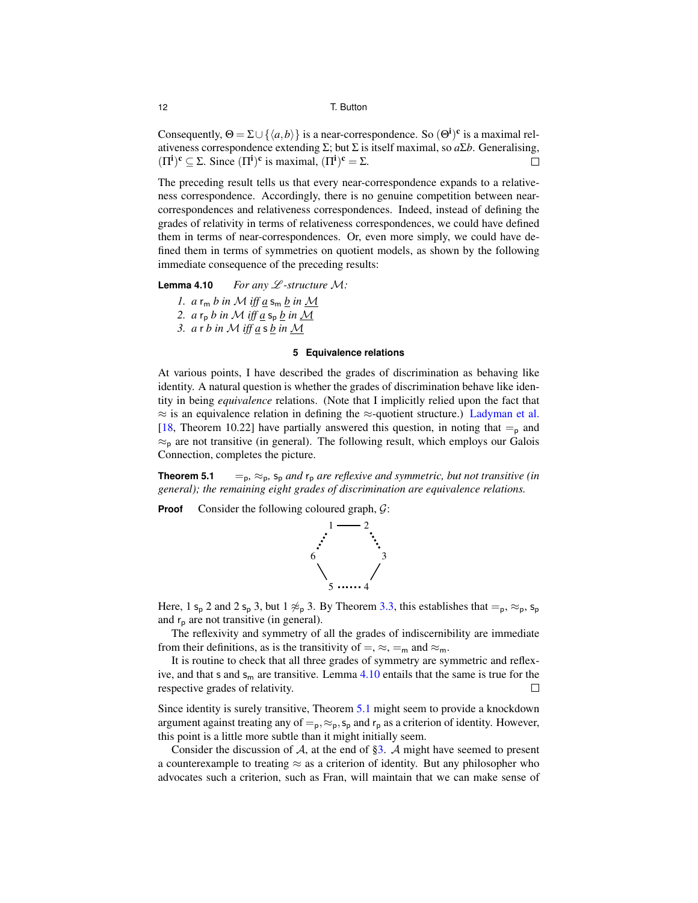Consequently, $\Theta = \Sigma \cup \{\langle a, b\rangle\}$ is a near-correspondence. So $(\Theta^{\mathbf{i}})^{\mathbf{c}}$ is a maximal relativeness correspondence extending $\Sigma$; but $\Sigma$ is itself maximal, so $a\Sigma b$. Generalising, $(\Pi^{\mathbf{i}})^{\mathbf{c}} \subseteq \Sigma$. Since $(\Pi^{\mathbf{i}})^{\mathbf{c}}$ is maximal, $(\Pi^{\mathbf{i}})^{\mathbf{c}} = \Sigma$. □

The preceding result tells us that every near-correspondence expands to a relativeness correspondence. Accordingly, there is no genuine competition between near-correspondences and relativeness correspondences. Indeed, instead of defining the grades of relativity in terms of relativeness correspondences, we could have defined them in terms of near-correspondences. Or, even more simply, we could have defined them in terms of symmetries on quotient models, as shown by the following immediate consequence of the preceding results:

**Lemma 4.10** *For any $\mathscr{L}$-structure $\mathcal{M}$:*

1. *$a \; \mathsf{r}_\mathsf{m} \; b$ in $\mathcal{M}$ iff $\underline{a} \; \mathsf{s}_\mathsf{m} \; \underline{b}$ in $\underline{\mathcal{M}}$*
2. *$a \; \mathsf{r}_\mathsf{p} \; b$ in $\mathcal{M}$ iff $\underline{a} \; \mathsf{s}_\mathsf{p} \; \underline{b}$ in $\underline{\mathcal{M}}$*
3. *$a \; \mathsf{r} \; b$ in $\mathcal{M}$ iff $\underline{a} \; \mathsf{s} \; \underline{b}$ in $\underline{\mathcal{M}}$*

## 5 Equivalence relations

At various points, I have described the grades of discrimination as behaving like identity. A natural question is whether the grades of discrimination behave like identity in being *equivalence* relations. (Note that I implicitly relied upon the fact that $\approx$ is an equivalence relation in defining the $\approx$-quotient structure.) Ladyman et al. [18, Theorem 10.22] have partially answered this question, in noting that $=_\mathsf{p}$ and $\approx_\mathsf{p}$ are not transitive (in general). The following result, which employs our Galois Connection, completes the picture.

**Theorem 5.1** *$=_\mathsf{p}$, $\approx_\mathsf{p}$, $\mathsf{s}_\mathsf{p}$ and $\mathsf{r}_\mathsf{p}$ are reflexive and symmetric, but not transitive (in general); the remaining eight grades of discrimination are equivalence relations.*

**Proof** Consider the following coloured graph, $\mathcal{G}$:

```
        1 ——— 2
      ⋰         ⋱
    6             3
      \         /
        5 ⋯⋯ 4
```

Here, $1 \; \mathsf{s}_\mathsf{p} \; 2$ and $2 \; \mathsf{s}_\mathsf{p} \; 3$, but $1 \not\approx_\mathsf{p} 3$. By Theorem 3.3, this establishes that $=_\mathsf{p}$, $\approx_\mathsf{p}$, $\mathsf{s}_\mathsf{p}$ and $\mathsf{r}_\mathsf{p}$ are not transitive (in general).

The reflexivity and symmetry of all the grades of indiscernibility are immediate from their definitions, as is the transitivity of $=$, $\approx$, $=_\mathsf{m}$ and $\approx_\mathsf{m}$.

It is routine to check that all three grades of symmetry are symmetric and reflexive, and that $\mathsf{s}$ and $\mathsf{s}_\mathsf{m}$ are transitive. Lemma 4.10 entails that the same is true for the respective grades of relativity. □

Since identity is surely transitive, Theorem 5.1 might seem to provide a knockdown argument against treating any of $=_\mathsf{p}, \approx_\mathsf{p}, \mathsf{s}_\mathsf{p}$ and $\mathsf{r}_\mathsf{p}$ as a criterion of identity. However, this point is a little more subtle than it might initially seem.

Consider the discussion of $\mathcal{A}$, at the end of §3. $\mathcal{A}$ might have seemed to present a counterexample to treating $\approx$ as a criterion of identity. But any philosopher who advocates such a criterion, such as Fran, will maintain that we can make sense of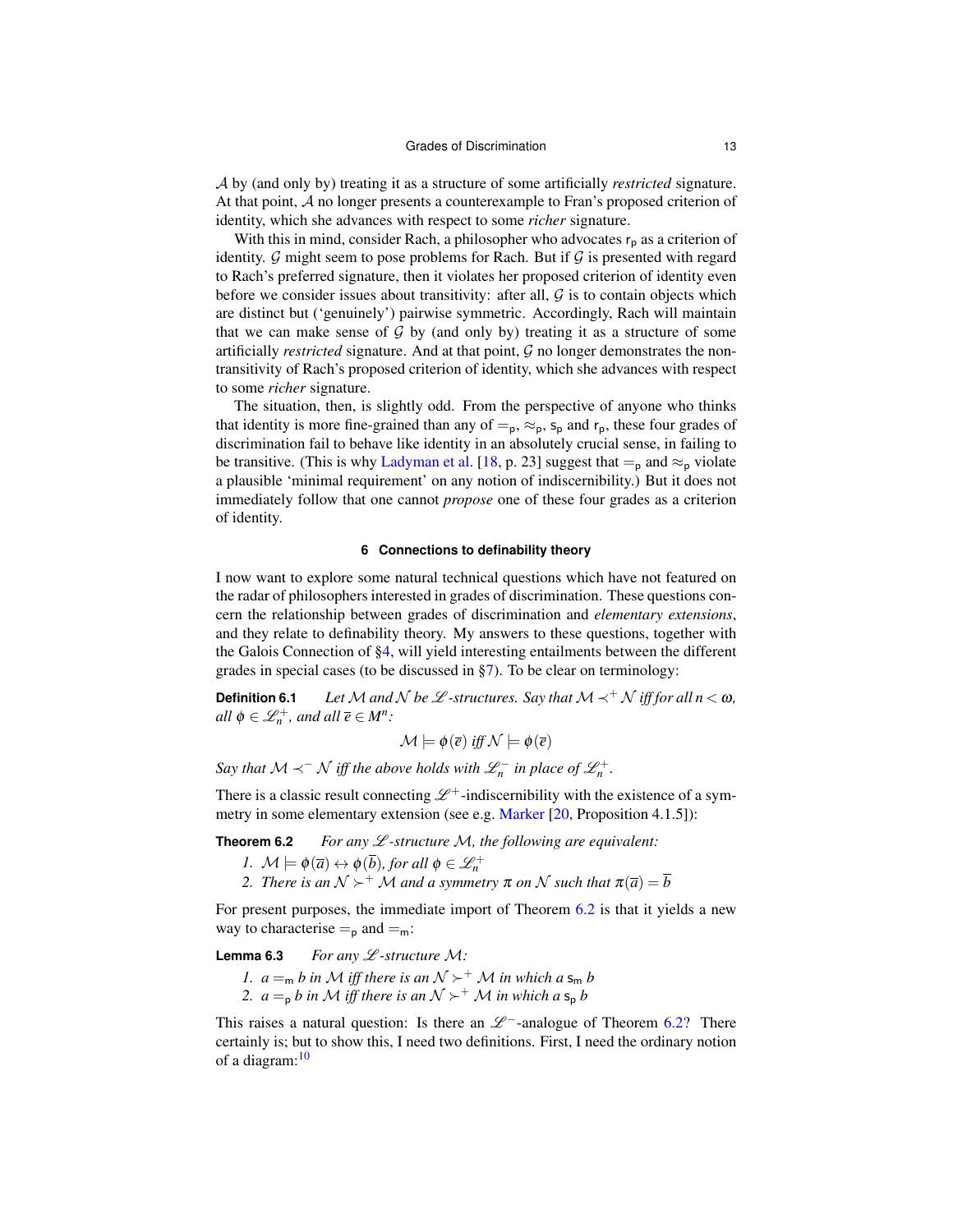$\mathcal{A}$ by (and only by) treating it as a structure of some artificially *restricted* signature. At that point, $\mathcal{A}$ no longer presents a counterexample to Fran's proposed criterion of identity, which she advances with respect to some *richer* signature.

With this in mind, consider Rach, a philosopher who advocates $\mathsf{r_p}$ as a criterion of identity. $\mathcal{G}$ might seem to pose problems for Rach. But if $\mathcal{G}$ is presented with regard to Rach's preferred signature, then it violates her proposed criterion of identity even before we consider issues about transitivity: after all, $\mathcal{G}$ is to contain objects which are distinct but ('genuinely') pairwise symmetric. Accordingly, Rach will maintain that we can make sense of $\mathcal{G}$ by (and only by) treating it as a structure of some artificially *restricted* signature. And at that point, $\mathcal{G}$ no longer demonstrates the non-transitivity of Rach's proposed criterion of identity, which she advances with respect to some *richer* signature.

The situation, then, is slightly odd. From the perspective of anyone who thinks that identity is more fine-grained than any of $=_\mathsf{p}$, $\approx_\mathsf{p}$, $\mathsf{s_p}$ and $\mathsf{r_p}$, these four grades of discrimination fail to behave like identity in an absolutely crucial sense, in failing to be transitive. (This is why Ladyman et al. [18, p. 23] suggest that $=_\mathsf{p}$ and $\approx_\mathsf{p}$ violate a plausible 'minimal requirement' on any notion of indiscernibility.) But it does not immediately follow that one cannot *propose* one of these four grades as a criterion of identity.

## 6 Connections to definability theory

I now want to explore some natural technical questions which have not featured on the radar of philosophers interested in grades of discrimination. These questions concern the relationship between grades of discrimination and *elementary extensions*, and they relate to definability theory. My answers to these questions, together with the Galois Connection of §4, will yield interesting entailments between the different grades in special cases (to be discussed in §7). To be clear on terminology:

**Definition 6.1** *Let $\mathcal{M}$ and $\mathcal{N}$ be $\mathscr{L}$-structures. Say that $\mathcal{M} \prec^+ \mathcal{N}$ iff for all $n < \omega$, all $\phi \in \mathscr{L}^+_n$, and all $\overline{e} \in M^n$:*

$$\mathcal{M} \models \phi(\overline{e}) \text{ iff } \mathcal{N} \models \phi(\overline{e})$$

*Say that $\mathcal{M} \prec^- \mathcal{N}$ iff the above holds with $\mathscr{L}^-_n$ in place of $\mathscr{L}^+_n$.*

There is a classic result connecting $\mathscr{L}^+$-indiscernibility with the existence of a symmetry in some elementary extension (see e.g. Marker [20, Proposition 4.1.5]):

**Theorem 6.2** *For any $\mathscr{L}$-structure $\mathcal{M}$, the following are equivalent:*

1. *$\mathcal{M} \models \phi(\overline{a}) \leftrightarrow \phi(\overline{b})$, for all $\phi \in \mathscr{L}^+_n$*
2. *There is an $\mathcal{N} \succ^+ \mathcal{M}$ and a symmetry $\pi$ on $\mathcal{N}$ such that $\pi(\overline{a}) = \overline{b}$*

For present purposes, the immediate import of Theorem 6.2 is that it yields a new way to characterise $=_\mathsf{p}$ and $=_\mathsf{m}$:

**Lemma 6.3** *For any $\mathscr{L}$-structure $\mathcal{M}$:*

1. *$a =_\mathsf{m} b$ in $\mathcal{M}$ iff there is an $\mathcal{N} \succ^+ \mathcal{M}$ in which $a$ $\mathsf{s_m}$ $b$*
2. *$a =_\mathsf{p} b$ in $\mathcal{M}$ iff there is an $\mathcal{N} \succ^+ \mathcal{M}$ in which $a$ $\mathsf{s_p}$ $b$*

This raises a natural question: Is there an $\mathscr{L}^-$-analogue of Theorem 6.2? There certainly is; but to show this, I need two definitions. First, I need the ordinary notion of a diagram:[10]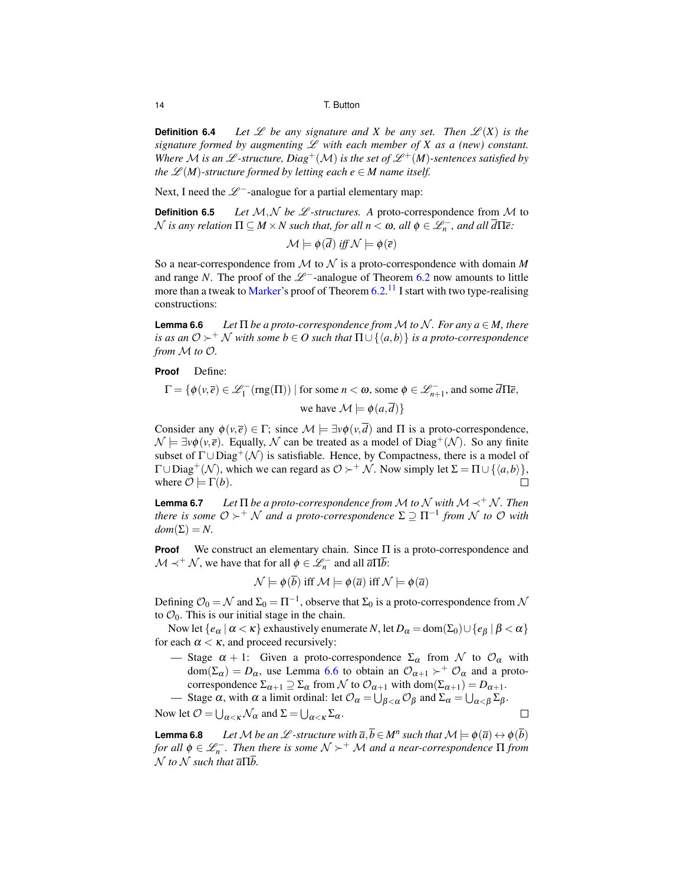**Definition 6.4** *Let $\mathscr{L}$ be any signature and $X$ be any set. Then $\mathscr{L}(X)$ is the signature formed by augmenting $\mathscr{L}$ with each member of $X$ as a (new) constant. Where $\mathcal{M}$ is an $\mathscr{L}$-structure, $Diag^+(\mathcal{M})$ is the set of $\mathscr{L}^+(M)$-sentences satisfied by the $\mathscr{L}(M)$-structure formed by letting each $e \in M$ name itself.*

Next, I need the $\mathscr{L}^-$-analogue for a partial elementary map:

**Definition 6.5** *Let $\mathcal{M}, \mathcal{N}$ be $\mathscr{L}$-structures. A* proto-correspondence *from $\mathcal{M}$ to $\mathcal{N}$ is any relation $\Pi \subseteq M \times N$ such that, for all $n < \omega$, all $\phi \in \mathscr{L}_n^-$, and all $\overline{d}\Pi\overline{e}$:*

$$\mathcal{M} \models \phi(\overline{d}) \text{ iff } \mathcal{N} \models \phi(\overline{e})$$

So a near-correspondence from $\mathcal{M}$ to $\mathcal{N}$ is a proto-correspondence with domain $M$ and range $N$. The proof of the $\mathscr{L}^-$-analogue of Theorem 6.2 now amounts to little more than a tweak to Marker's proof of Theorem 6.2.[11] I start with two type-realising constructions:

**Lemma 6.6** *Let $\Pi$ be a proto-correspondence from $\mathcal{M}$ to $\mathcal{N}$. For any $a \in M$, there is as an $\mathcal{O} \succ^+ \mathcal{N}$ with some $b \in O$ such that $\Pi \cup \{\langle a, b\rangle\}$ is a proto-correspondence from $\mathcal{M}$ to $\mathcal{O}$.*

**Proof** Define:

$$\Gamma = \{\phi(v, \overline{e}) \in \mathscr{L}_1^-(\text{rng}(\Pi)) \mid \text{for some } n < \omega, \text{ some } \phi \in \mathscr{L}_{n+1}^-, \text{ and some } \overline{d}\Pi\overline{e}, \text{ we have } \mathcal{M} \models \phi(a, \overline{d})\}$$

Consider any $\phi(v, \overline{e}) \in \Gamma$; since $\mathcal{M} \models \exists v \phi(v, \overline{d})$ and $\Pi$ is a proto-correspondence, $\mathcal{N} \models \exists v \phi(v, \overline{e})$. Equally, $\mathcal{N}$ can be treated as a model of $\text{Diag}^+(\mathcal{N})$. So any finite subset of $\Gamma \cup \text{Diag}^+(\mathcal{N})$ is satisfiable. Hence, by Compactness, there is a model of $\Gamma \cup \text{Diag}^+(\mathcal{N})$, which we can regard as $\mathcal{O} \succ^+ \mathcal{N}$. Now simply let $\Sigma = \Pi \cup \{\langle a, b\rangle\}$, where $\mathcal{O} \models \Gamma(b)$. □

**Lemma 6.7** *Let $\Pi$ be a proto-correspondence from $\mathcal{M}$ to $\mathcal{N}$ with $\mathcal{M} \prec^+ \mathcal{N}$. Then there is some $\mathcal{O} \succ^+ \mathcal{N}$ and a proto-correspondence $\Sigma \supseteq \Pi^{-1}$ from $\mathcal{N}$ to $\mathcal{O}$ with $dom(\Sigma) = N$.*

**Proof** We construct an elementary chain. Since $\Pi$ is a proto-correspondence and $\mathcal{M} \prec^+ \mathcal{N}$, we have that for all $\phi \in \mathscr{L}_n^-$ and all $\overline{a}\Pi\overline{b}$:

$$\mathcal{N} \models \phi(\overline{b}) \text{ iff } \mathcal{M} \models \phi(\overline{a}) \text{ iff } \mathcal{N} \models \phi(\overline{a})$$

Defining $\mathcal{O}_0 = \mathcal{N}$ and $\Sigma_0 = \Pi^{-1}$, observe that $\Sigma_0$ is a proto-correspondence from $\mathcal{N}$ to $\mathcal{O}_0$. This is our initial stage in the chain.

Now let $\{e_\alpha \mid \alpha < \kappa\}$ exhaustively enumerate $N$, let $D_\alpha = \text{dom}(\Sigma_0) \cup \{e_\beta \mid \beta < \alpha\}$ for each $\alpha < \kappa$, and proceed recursively:

- Stage $\alpha + 1$: Given a proto-correspondence $\Sigma_\alpha$ from $\mathcal{N}$ to $\mathcal{O}_\alpha$ with $\text{dom}(\Sigma_\alpha) = D_\alpha$, use Lemma 6.6 to obtain an $\mathcal{O}_{\alpha+1} \succ^+ \mathcal{O}_\alpha$ and a proto-correspondence $\Sigma_{\alpha+1} \supseteq \Sigma_\alpha$ from $\mathcal{N}$ to $\mathcal{O}_{\alpha+1}$ with $\text{dom}(\Sigma_{\alpha+1}) = D_{\alpha+1}$.
- Stage $\alpha$, with $\alpha$ a limit ordinal: let $\mathcal{O}_\alpha = \bigcup_{\beta<\alpha} \mathcal{O}_\beta$ and $\Sigma_\alpha = \bigcup_{\alpha<\beta} \Sigma_\beta$.

Now let $\mathcal{O} = \bigcup_{\alpha<\kappa} \mathcal{N}_\alpha$ and $\Sigma = \bigcup_{\alpha<\kappa} \Sigma_\alpha$. □

**Lemma 6.8** *Let $\mathcal{M}$ be an $\mathscr{L}$-structure with $\overline{a}, \overline{b} \in M^n$ such that $\mathcal{M} \models \phi(\overline{a}) \leftrightarrow \phi(\overline{b})$ for all $\phi \in \mathscr{L}_n^-$. Then there is some $\mathcal{N} \succ^+ \mathcal{M}$ and a near-correspondence $\Pi$ from $\mathcal{N}$ to $\mathcal{N}$ such that $\overline{a}\Pi\overline{b}$.*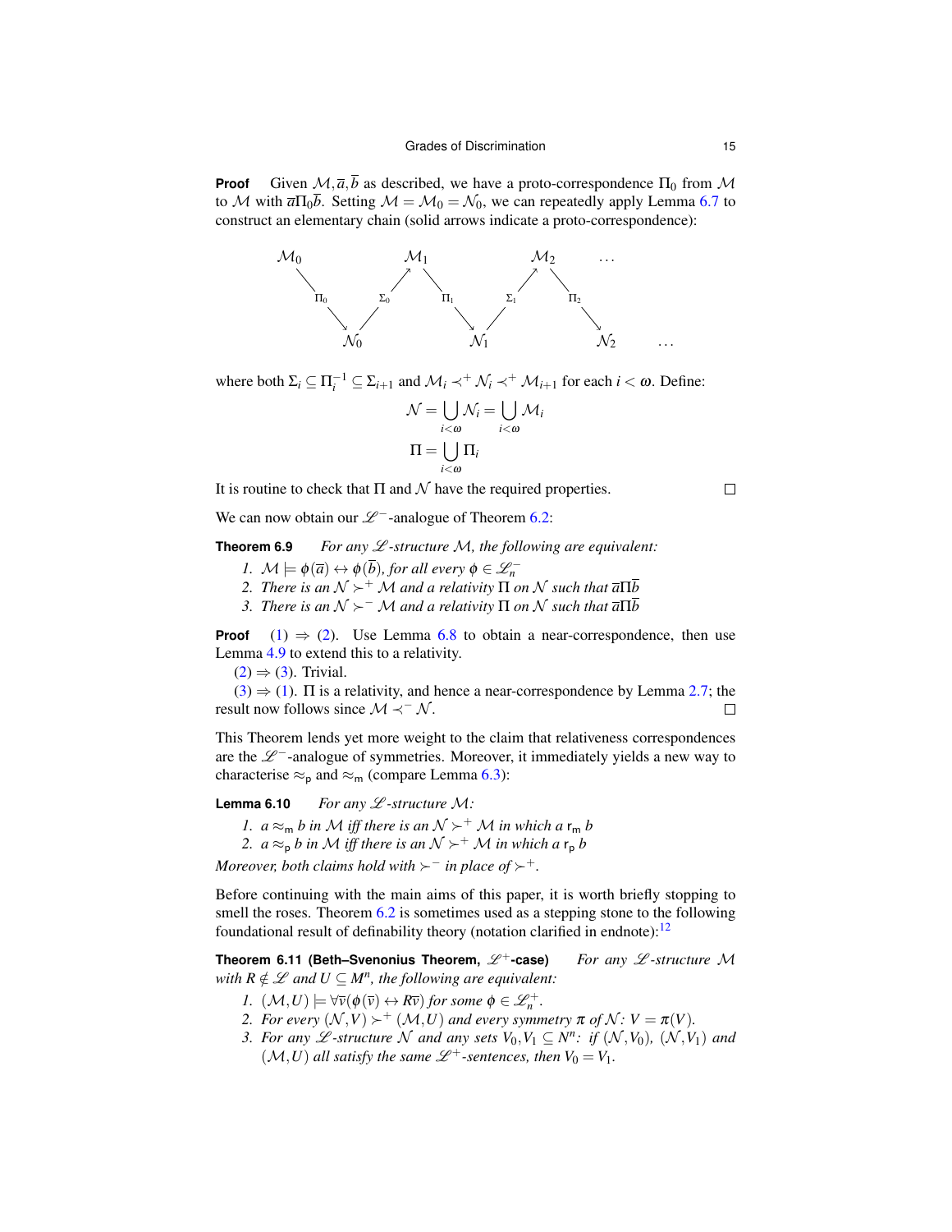**Proof** Given $\mathcal{M}, \overline{a}, \overline{b}$ as described, we have a proto-correspondence $\Pi_0$ from $\mathcal{M}$ to $\mathcal{M}$ with $\overline{a}\Pi_0\overline{b}$. Setting $\mathcal{M} = \mathcal{M}_0 = \mathcal{N}_0$, we can repeatedly apply Lemma 6.7 to construct an elementary chain (solid arrows indicate a proto-correspondence):

$$
\begin{array}{ccccccccc}
\mathcal{M}_0 & & & & \mathcal{M}_1 & & & & \mathcal{M}_2 & & \dots \\
& \searrow^{\Pi_0} & & \nearrow^{\Sigma_0} & & \searrow^{\Pi_1} & & \nearrow^{\Sigma_1} & & \searrow^{\Pi_2} & \\
& & \mathcal{N}_0 & & & & \mathcal{N}_1 & & & & \mathcal{N}_2 & \dots
\end{array}
$$

where both $\Sigma_i \subseteq \Pi_i^{-1} \subseteq \Sigma_{i+1}$ and $\mathcal{M}_i \prec^+ \mathcal{N}_i \prec^+ \mathcal{M}_{i+1}$ for each $i < \omega$. Define:

$$\mathcal{N} = \bigcup_{i<\omega} \mathcal{N}_i = \bigcup_{i<\omega} \mathcal{M}_i$$

$$\Pi = \bigcup_{i<\omega} \Pi_i$$

It is routine to check that $\Pi$ and $\mathcal{N}$ have the required properties. $\square$

We can now obtain our $\mathscr{L}^-$-analogue of Theorem 6.2:

**Theorem 6.9** *For any $\mathscr{L}$-structure $\mathcal{M}$, the following are equivalent:*

1. *$\mathcal{M} \models \phi(\overline{a}) \leftrightarrow \phi(\overline{b})$, for all every $\phi \in \mathscr{L}_n^-$*
2. *There is an $\mathcal{N} \succ^+ \mathcal{M}$ and a relativity $\Pi$ on $\mathcal{N}$ such that $\overline{a}\Pi\overline{b}$*
3. *There is an $\mathcal{N} \succ^- \mathcal{M}$ and a relativity $\Pi$ on $\mathcal{N}$ such that $\overline{a}\Pi\overline{b}$*

**Proof** (1) $\Rightarrow$ (2). Use Lemma 6.8 to obtain a near-correspondence, then use Lemma 4.9 to extend this to a relativity.

(2) $\Rightarrow$ (3). Trivial.

(3) $\Rightarrow$ (1). $\Pi$ is a relativity, and hence a near-correspondence by Lemma 2.7; the result now follows since $\mathcal{M} \prec^- \mathcal{N}$. $\square$

This Theorem lends yet more weight to the claim that relativeness correspondences are the $\mathscr{L}^-$-analogue of symmetries. Moreover, it immediately yields a new way to characterise $\approx_\mathsf{p}$ and $\approx_\mathsf{m}$ (compare Lemma 6.3):

**Lemma 6.10** *For any $\mathscr{L}$-structure $\mathcal{M}$:*

1. *$a \approx_\mathsf{m} b$ in $\mathcal{M}$ iff there is an $\mathcal{N} \succ^+ \mathcal{M}$ in which $a \; \mathsf{r}_\mathsf{m} \; b$*
2. *$a \approx_\mathsf{p} b$ in $\mathcal{M}$ iff there is an $\mathcal{N} \succ^+ \mathcal{M}$ in which $a \; \mathsf{r}_\mathsf{p} \; b$*

*Moreover, both claims hold with $\succ^-$ in place of $\succ^+$.*

Before continuing with the main aims of this paper, it is worth briefly stopping to smell the roses. Theorem 6.2 is sometimes used as a stepping stone to the following foundational result of definability theory (notation clarified in endnote):[12]

**Theorem 6.11 (Beth–Svenonius Theorem, $\mathscr{L}^+$-case)** *For any $\mathscr{L}$-structure $\mathcal{M}$ with $R \notin \mathscr{L}$ and $U \subseteq M^n$, the following are equivalent:*

1. *$(\mathcal{M}, U) \models \forall \overline{v}(\phi(\overline{v}) \leftrightarrow R\overline{v})$ for some $\phi \in \mathscr{L}_n^+$.*
2. *For every $(\mathcal{N}, V) \succ^+ (\mathcal{M}, U)$ and every symmetry $\pi$ of $\mathcal{N}$: $V = \pi(V)$.*
3. *For any $\mathscr{L}$-structure $\mathcal{N}$ and any sets $V_0, V_1 \subseteq N^n$: if $(\mathcal{N}, V_0)$, $(\mathcal{N}, V_1)$ and $(\mathcal{M}, U)$ all satisfy the same $\mathscr{L}^+$-sentences, then $V_0 = V_1$.*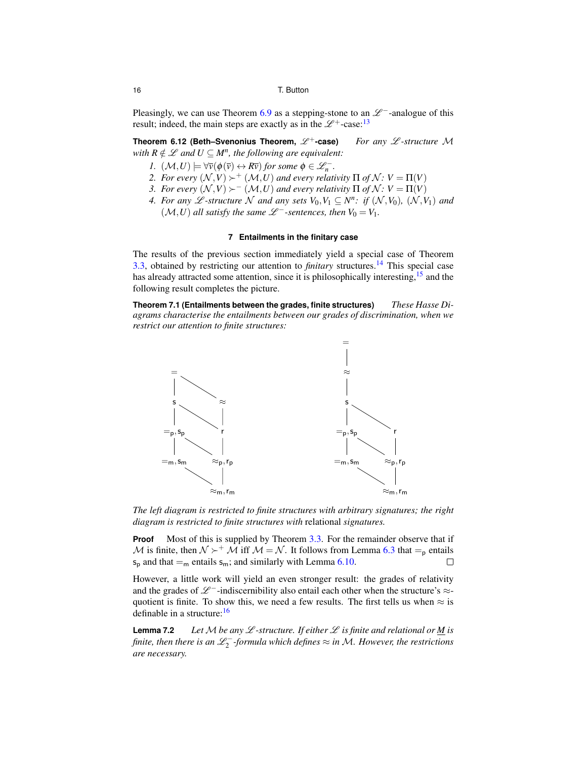Pleasingly, we can use Theorem 6.9 as a stepping-stone to an $\mathscr{L}^-$-analogue of this result; indeed, the main steps are exactly as in the $\mathscr{L}^+$-case:[13]

**Theorem 6.12 (Beth–Svenonius Theorem, $\mathscr{L}^+$-case)** *For any $\mathscr{L}$-structure $\mathcal{M}$ with $R \notin \mathscr{L}$ and $U \subseteq M^n$, the following are equivalent:*

1. *$(\mathcal{M}, U) \models \forall \overline{v}(\phi(\overline{v}) \leftrightarrow R\overline{v})$ for some $\phi \in \mathscr{L}_n^-$.*
2. *For every $(\mathcal{N}, V) \succ^+ (\mathcal{M}, U)$ and every relativity $\Pi$ of $\mathcal{N}$: $V = \Pi(V)$*
3. *For every $(\mathcal{N}, V) \succ^- (\mathcal{M}, U)$ and every relativity $\Pi$ of $\mathcal{N}$: $V = \Pi(V)$*
4. *For any $\mathscr{L}$-structure $\mathcal{N}$ and any sets $V_0, V_1 \subseteq N^n$: if $(\mathcal{N}, V_0)$, $(\mathcal{N}, V_1)$ and $(\mathcal{M}, U)$ all satisfy the same $\mathscr{L}^-$-sentences, then $V_0 = V_1$.*

## 7 Entailments in the finitary case

The results of the previous section immediately yield a special case of Theorem 3.3, obtained by restricting our attention to *finitary* structures.[14] This special case has already attracted some attention, since it is philosophically interesting,[15] and the following result completes the picture.

**Theorem 7.1 (Entailments between the grades, finite structures)** *These Hasse Diagrams characterise the entailments between our grades of discrimination, when we restrict our attention to finite structures:*

Left diagram: $=$ at top, connected to $\mathsf{s}$ and $\approx$; $\mathsf{s}$ connected to $=_\mathsf{p}, \mathsf{s}_\mathsf{p}$ and $\mathsf{r}$; $\approx$ connected to $\mathsf{r}$; $=_\mathsf{p}, \mathsf{s}_\mathsf{p}$ connected to $=_\mathsf{m}, \mathsf{s}_\mathsf{m}$ and $\approx_\mathsf{p}, \mathsf{r}_\mathsf{p}$; $\mathsf{r}$ connected to $\approx_\mathsf{p}, \mathsf{r}_\mathsf{p}$; $=_\mathsf{m}, \mathsf{s}_\mathsf{m}$ and $\approx_\mathsf{p}, \mathsf{r}_\mathsf{p}$ connected to $\approx_\mathsf{m}, \mathsf{r}_\mathsf{m}$.

Right diagram: $=$ at top, connected to $\approx$; $\approx$ connected to $\mathsf{s}$; $\mathsf{s}$ connected to $=_\mathsf{p}, \mathsf{s}_\mathsf{p}$ and $\mathsf{r}$; $=_\mathsf{p}, \mathsf{s}_\mathsf{p}$ connected to $=_\mathsf{m}, \mathsf{s}_\mathsf{m}$ and $\approx_\mathsf{p}, \mathsf{r}_\mathsf{p}$; $\mathsf{r}$ connected to $\approx_\mathsf{p}, \mathsf{r}_\mathsf{p}$; $=_\mathsf{m}, \mathsf{s}_\mathsf{m}$ and $\approx_\mathsf{p}, \mathsf{r}_\mathsf{p}$ connected to $\approx_\mathsf{m}, \mathsf{r}_\mathsf{m}$.

*The left diagram is restricted to finite structures with arbitrary signatures; the right diagram is restricted to finite structures with* relational *signatures.*

**Proof** Most of this is supplied by Theorem 3.3. For the remainder observe that if $\mathcal{M}$ is finite, then $\mathcal{N} \succ^+ \mathcal{M}$ iff $\mathcal{M} = \mathcal{N}$. It follows from Lemma 6.3 that $=_\mathsf{p}$ entails $\mathsf{s}_\mathsf{p}$ and that $=_\mathsf{m}$ entails $\mathsf{s}_\mathsf{m}$; and similarly with Lemma 6.10. □

However, a little work will yield an even stronger result: the grades of relativity and the grades of $\mathscr{L}^-$-indiscernibility also entail each other when the structure's $\approx$-quotient is finite. To show this, we need a few results. The first tells us when $\approx$ is definable in a structure:[16]

**Lemma 7.2** *Let $\mathcal{M}$ be any $\mathscr{L}$-structure. If either $\mathscr{L}$ is finite and relational or $\underline{M}$ is finite, then there is an $\mathscr{L}_2^-$-formula which defines $\approx$ in $\mathcal{M}$. However, the restrictions are necessary.*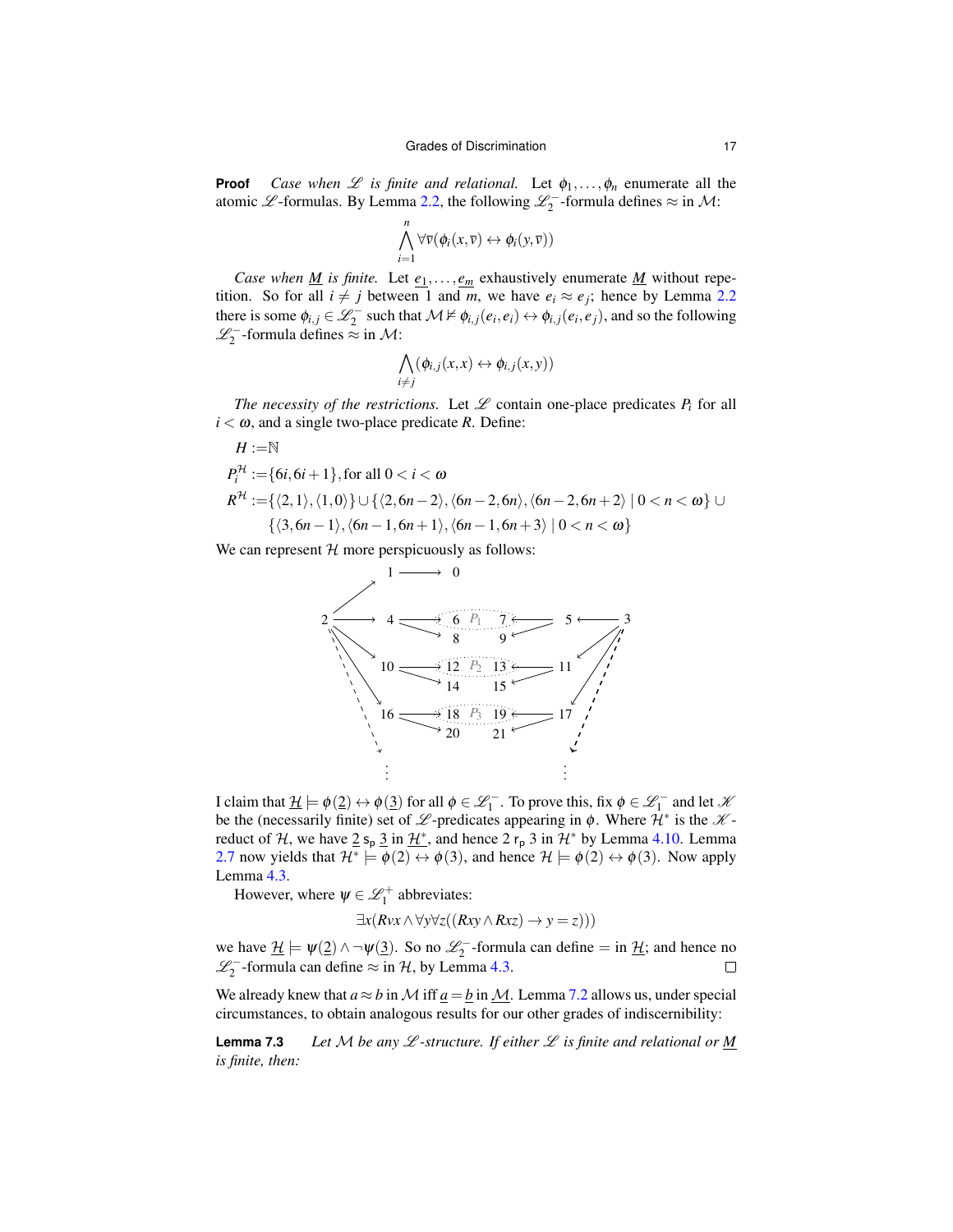**Proof** *Case when $\mathscr{L}$ is finite and relational.* Let $\phi_1, \ldots, \phi_n$ enumerate all the atomic $\mathscr{L}$-formulas. By Lemma 2.2, the following $\mathscr{L}_2^-$-formula defines $\approx$ in $\mathcal{M}$:

$$\bigwedge_{i=1}^{n} \forall \overline{v}(\phi_i(x, \overline{v}) \leftrightarrow \phi_i(y, \overline{v}))$$

*Case when $\underline{M}$ is finite.* Let $\underline{e_1}, \ldots, \underline{e_m}$ exhaustively enumerate $\underline{M}$ without repetition. So for all $i \neq j$ between 1 and $m$, we have $e_i \not\approx e_j$; hence by Lemma 2.2 there is some $\phi_{i,j} \in \mathscr{L}_2^-$ such that $\mathcal{M} \nvDash \phi_{i,j}(e_i, e_i) \leftrightarrow \phi_{i,j}(e_i, e_j)$, and so the following $\mathscr{L}_2^-$-formula defines $\approx$ in $\mathcal{M}$:

$$\bigwedge_{i \neq j} (\phi_{i,j}(x, x) \leftrightarrow \phi_{i,j}(x, y))$$

*The necessity of the restrictions.* Let $\mathscr{L}$ contain one-place predicates $P_i$ for all $i < \omega$, and a single two-place predicate $R$. Define:

$$H := \mathbb{N}$$

$$P_i^{\mathcal{H}} := \{6i, 6i+1\}, \text{for all } 0 < i < \omega$$

$$R^{\mathcal{H}} := \{\langle 2, 1\rangle, \langle 1, 0\rangle\} \cup \{\langle 2, 6n-2\rangle, \langle 6n-2, 6n\rangle, \langle 6n-2, 6n+2\rangle \mid 0 < n < \omega\} \cup$$
$$\{\langle 3, 6n-1\rangle, \langle 6n-1, 6n+1\rangle, \langle 6n-1, 6n+3\rangle \mid 0 < n < \omega\}$$

We can represent $\mathcal{H}$ more perspicuously as follows:

```
                1 ——————> 0
              ↗
            2 ——————> 4 ——————> ( 6  P1  7 ) <—————— 5 <—————— 3
                             ↘   8        9  ↙
                10 ——————> ( 12  P2  13 ) <—————— 11
                        ↘   14        15  ↙
                16 ——————> ( 18  P3  19 ) <—————— 17
                        ↘   20        21  ↙
                 ⋮                                  ⋮
```

I claim that $\underline{\mathcal{H}} \models \phi(\underline{2}) \leftrightarrow \phi(\underline{3})$ for all $\phi \in \mathscr{L}_1^-$. To prove this, fix $\phi \in \mathscr{L}_1^-$ and let $\mathscr{K}$ be the (necessarily finite) set of $\mathscr{L}$-predicates appearing in $\phi$. Where $\mathcal{H}^*$ is the $\mathscr{K}$-reduct of $\mathcal{H}$, we have $\underline{2} \; \mathsf{s_p} \; \underline{3}$ in $\underline{\mathcal{H}^*}$, and hence $2 \; \mathsf{r_p} \; 3$ in $\mathcal{H}^*$ by Lemma 4.10. Lemma 2.7 now yields that $\mathcal{H}^* \models \phi(2) \leftrightarrow \phi(3)$, and hence $\mathcal{H} \models \phi(2) \leftrightarrow \phi(3)$. Now apply Lemma 4.3.

However, where $\psi \in \mathscr{L}_1^+$ abbreviates:

$$\exists x(Rvx \wedge \forall y \forall z((Rxy \wedge Rxz) \rightarrow y = z)))$$

we have $\underline{\mathcal{H}} \models \psi(\underline{2}) \wedge \neg\psi(\underline{3})$. So no $\mathscr{L}_2^-$-formula can define $=$ in $\underline{\mathcal{H}}$; and hence no $\mathscr{L}_2^-$-formula can define $\approx$ in $\mathcal{H}$, by Lemma 4.3. □

We already knew that $a \approx b$ in $\mathcal{M}$ iff $\underline{a} = \underline{b}$ in $\underline{\mathcal{M}}$. Lemma 7.2 allows us, under special circumstances, to obtain analogous results for our other grades of indiscernibility:

**Lemma 7.3** *Let $\mathcal{M}$ be any $\mathscr{L}$-structure. If either $\mathscr{L}$ is finite and relational or $\underline{M}$ is finite, then:*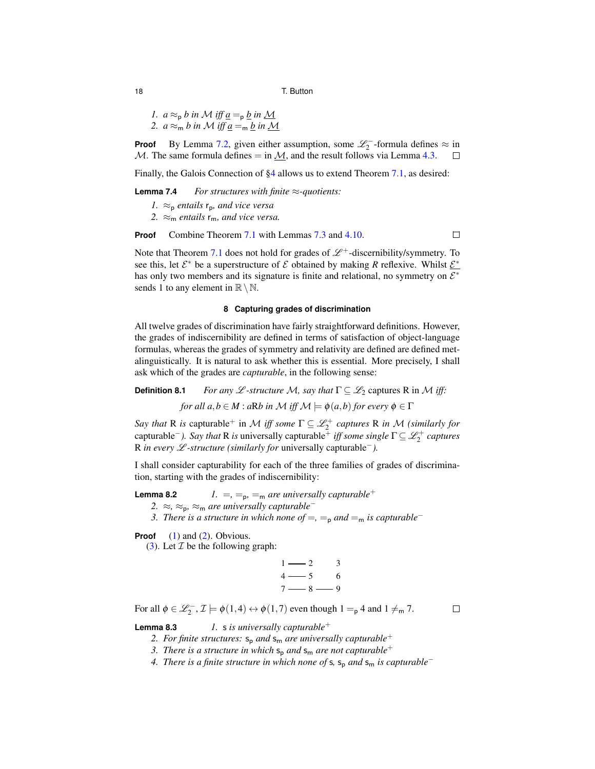1. $a \approx_{\mathsf{p}} b$ in $\mathcal{M}$ iff $\underline{a} =_{\mathsf{p}} \underline{b}$ in $\underline{\mathcal{M}}$
2. $a \approx_{\mathsf{m}} b$ in $\mathcal{M}$ iff $\underline{a} =_{\mathsf{m}} \underline{b}$ in $\underline{\mathcal{M}}$

**Proof** By Lemma 7.2, given either assumption, some $\mathscr{L}_2^-$-formula defines $\approx$ in $\mathcal{M}$. The same formula defines $=$ in $\underline{\mathcal{M}}$, and the result follows via Lemma 4.3. □

Finally, the Galois Connection of §4 allows us to extend Theorem 7.1, as desired:

**Lemma 7.4** *For structures with finite $\approx$-quotients:*

1. *$\approx_{\mathsf{p}}$ entails $\mathsf{r}_{\mathsf{p}}$, and vice versa*
2. *$\approx_{\mathsf{m}}$ entails $\mathsf{r}_{\mathsf{m}}$, and vice versa.*

**Proof** Combine Theorem 7.1 with Lemmas 7.3 and 4.10. □

Note that Theorem 7.1 does not hold for grades of $\mathscr{L}^+$-discernibility/symmetry. To see this, let $\mathcal{E}^*$ be a superstructure of $\mathcal{E}$ obtained by making $R$ reflexive. Whilst $\underline{\mathcal{E}^*}$ has only two members and its signature is finite and relational, no symmetry on $\mathcal{E}^*$ sends 1 to any element in $\mathbb{R} \setminus \mathbb{N}$.

## 8 Capturing grades of discrimination

All twelve grades of discrimination have fairly straightforward definitions. However, the grades of indiscernibility are defined in terms of satisfaction of object-language formulas, whereas the grades of symmetry and relativity are defined metalinguistically. It is natural to ask whether this is essential. More precisely, I shall ask which of the grades are *capturable*, in the following sense:

**Definition 8.1** *For any $\mathscr{L}$-structure $\mathcal{M}$, say that $\Gamma \subseteq \mathscr{L}_2$* captures *R in $\mathcal{M}$ iff:*

$$\text{for all } a,b \in M : a\text{R}b \text{ in } \mathcal{M} \text{ iff } \mathcal{M} \models \phi(a,b) \text{ for every } \phi \in \Gamma$$

*Say that* R *is* capturable$^+$ *in $\mathcal{M}$ iff some $\Gamma \subseteq \mathscr{L}_2^+$ captures R in $\mathcal{M}$ (similarly for* capturable$^-$*). Say that* R *is* universally capturable$^+$ *iff some single $\Gamma \subseteq \mathscr{L}_2^+$ captures R in every $\mathscr{L}$-structure (similarly for* universally capturable$^-$*).*

I shall consider capturability for each of the three families of grades of discrimination, starting with the grades of indiscernibility:

**Lemma 8.2**

1. *$=$, $=_{\mathsf{p}}$, $=_{\mathsf{m}}$ are universally capturable$^+$*
2. *$\approx$, $\approx_{\mathsf{p}}$, $\approx_{\mathsf{m}}$ are universally capturable$^-$*
3. *There is a structure in which none of $=$, $=_{\mathsf{p}}$ and $=_{\mathsf{m}}$ is capturable$^-$*

**Proof** (1) and (2). Obvious.
(3). Let $\mathcal{I}$ be the following graph:

```
1 —— 2    3
4 —— 5    6
7 —— 8 —— 9
```

For all $\phi \in \mathscr{L}_2^-$, $\mathcal{I} \models \phi(1,4) \leftrightarrow \phi(1,7)$ even though $1 =_{\mathsf{p}} 4$ and $1 \neq_{\mathsf{m}} 7$. □

**Lemma 8.3**

1. *$\mathsf{s}$ is universally capturable$^+$*
2. *For finite structures: $\mathsf{s}_{\mathsf{p}}$ and $\mathsf{s}_{\mathsf{m}}$ are universally capturable$^+$*
3. *There is a structure in which $\mathsf{s}_{\mathsf{p}}$ and $\mathsf{s}_{\mathsf{m}}$ are not capturable$^+$*
4. *There is a finite structure in which none of $\mathsf{s}$, $\mathsf{s}_{\mathsf{p}}$ and $\mathsf{s}_{\mathsf{m}}$ is capturable$^-$*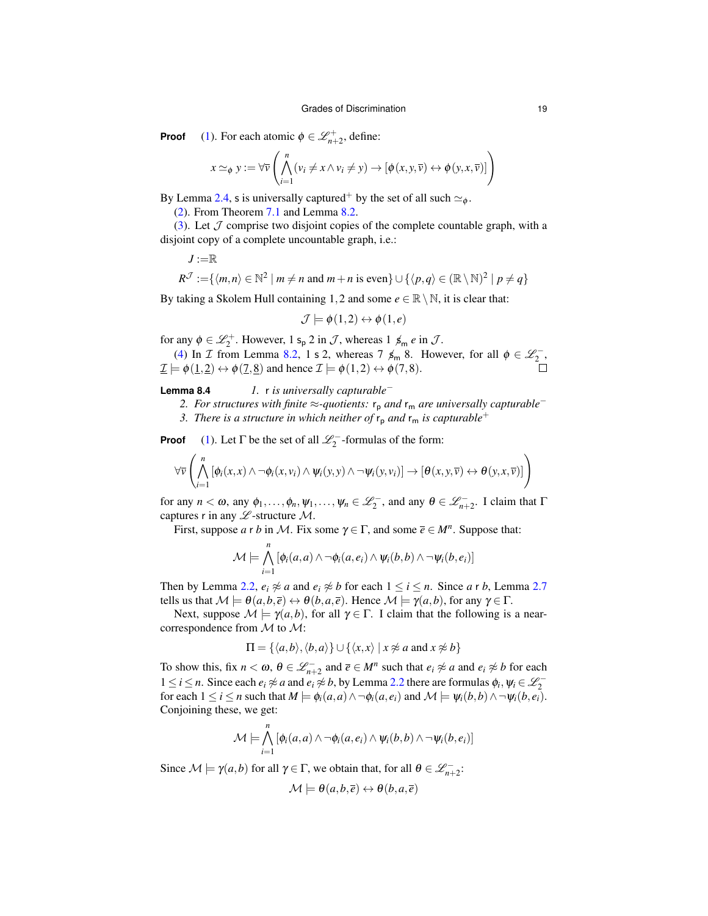**Proof** (1). For each atomic $\phi \in \mathscr{L}^{+}_{n+2}$, define:

$$x \simeq_{\phi} y := \forall \overline{v} \left( \bigwedge_{i=1}^{n} (v_i \neq x \wedge v_i \neq y) \rightarrow [\phi(x,y,\overline{v}) \leftrightarrow \phi(y,x,\overline{v})] \right)$$

By Lemma 2.4, $\mathsf{s}$ is universally captured$^{+}$ by the set of all such $\simeq_{\phi}$.

(2). From Theorem 7.1 and Lemma 8.2.

(3). Let $\mathcal{J}$ comprise two disjoint copies of the complete countable graph, with a disjoint copy of a complete uncountable graph, i.e.:

$$J := \mathbb{R}$$

$$R^{\mathcal{J}} := \{\langle m,n \rangle \in \mathbb{N}^2 \mid m \neq n \text{ and } m+n \text{ is even}\} \cup \{\langle p,q \rangle \in (\mathbb{R} \setminus \mathbb{N})^2 \mid p \neq q\}$$

By taking a Skolem Hull containing $1,2$ and some $e \in \mathbb{R} \setminus \mathbb{N}$, it is clear that:

$$\mathcal{J} \models \phi(1,2) \leftrightarrow \phi(1,e)$$

for any $\phi \in \mathscr{L}^{+}_{2}$. However, $1 \;\mathsf{s_p}\; 2$ in $\mathcal{J}$, whereas $1 \;\not\mathsf{s}_{\mathsf{m}}\; e$ in $\mathcal{J}$.

(4) In $\mathcal{I}$ from Lemma 8.2, $1 \;\mathsf{s}\; 2$, whereas $7 \;\not\mathsf{s}_{\mathsf{m}}\; 8$. However, for all $\phi \in \mathscr{L}^{-}_{2}$, $\underline{\mathcal{I}} \models \phi(\underline{1},\underline{2}) \leftrightarrow \phi(\underline{7},\underline{8})$ and hence $\mathcal{I} \models \phi(1,2) \leftrightarrow \phi(7,8)$. □

**Lemma 8.4** *1. $\mathsf{r}$ is universally capturable$^{-}$*

*2. For structures with finite $\approx$-quotients: $\mathsf{r_p}$ and $\mathsf{r_m}$ are universally capturable$^{-}$*

*3. There is a structure in which neither of $\mathsf{r_p}$ and $\mathsf{r_m}$ is capturable$^{+}$*

**Proof** (1). Let $\Gamma$ be the set of all $\mathscr{L}^{-}_{2}$-formulas of the form:

$$\forall \overline{v} \left( \bigwedge_{i=1}^{n} [\phi_i(x,x) \wedge \neg\phi_i(x,v_i) \wedge \psi_i(y,y) \wedge \neg\psi_i(y,v_i)] \rightarrow [\theta(x,y,\overline{v}) \leftrightarrow \theta(y,x,\overline{v})] \right)$$

for any $n < \omega$, any $\phi_1, \ldots, \phi_n, \psi_1, \ldots, \psi_n \in \mathscr{L}^{-}_{2}$, and any $\theta \in \mathscr{L}^{-}_{n+2}$. I claim that $\Gamma$ captures $\mathsf{r}$ in any $\mathscr{L}$-structure $\mathcal{M}$.

First, suppose $a \;\mathsf{r}\; b$ in $\mathcal{M}$. Fix some $\gamma \in \Gamma$, and some $\overline{e} \in M^n$. Suppose that:

$$\mathcal{M} \models \bigwedge_{i=1}^{n} [\phi_i(a,a) \wedge \neg\phi_i(a,e_i) \wedge \psi_i(b,b) \wedge \neg\psi_i(b,e_i)]$$

Then by Lemma 2.2, $e_i \not\approx a$ and $e_i \not\approx b$ for each $1 \leq i \leq n$. Since $a \;\mathsf{r}\; b$, Lemma 2.7 tells us that $\mathcal{M} \models \theta(a,b,\overline{e}) \leftrightarrow \theta(b,a,\overline{e})$. Hence $\mathcal{M} \models \gamma(a,b)$, for any $\gamma \in \Gamma$.

Next, suppose $\mathcal{M} \models \gamma(a,b)$, for all $\gamma \in \Gamma$. I claim that the following is a near-correspondence from $\mathcal{M}$ to $\mathcal{M}$:

$$\Pi = \{\langle a,b \rangle, \langle b,a \rangle\} \cup \{\langle x,x \rangle \mid x \not\approx a \text{ and } x \not\approx b\}$$

To show this, fix $n < \omega$, $\theta \in \mathscr{L}^{-}_{n+2}$ and $\overline{e} \in M^n$ such that $e_i \not\approx a$ and $e_i \not\approx b$ for each $1 \leq i \leq n$. Since each $e_i \not\approx a$ and $e_i \not\approx b$, by Lemma 2.2 there are formulas $\phi_i, \psi_i \in \mathscr{L}^{-}_{2}$ for each $1 \leq i \leq n$ such that $M \models \phi_i(a,a) \wedge \neg\phi_i(a,e_i)$ and $\mathcal{M} \models \psi_i(b,b) \wedge \neg\psi_i(b,e_i)$. Conjoining these, we get:

$$\mathcal{M} \models \bigwedge_{i=1}^{n} [\phi_i(a,a) \wedge \neg\phi_i(a,e_i) \wedge \psi_i(b,b) \wedge \neg\psi_i(b,e_i)]$$

Since $\mathcal{M} \models \gamma(a,b)$ for all $\gamma \in \Gamma$, we obtain that, for all $\theta \in \mathscr{L}^{-}_{n+2}$:

$$\mathcal{M} \models \theta(a,b,\overline{e}) \leftrightarrow \theta(b,a,\overline{e})$$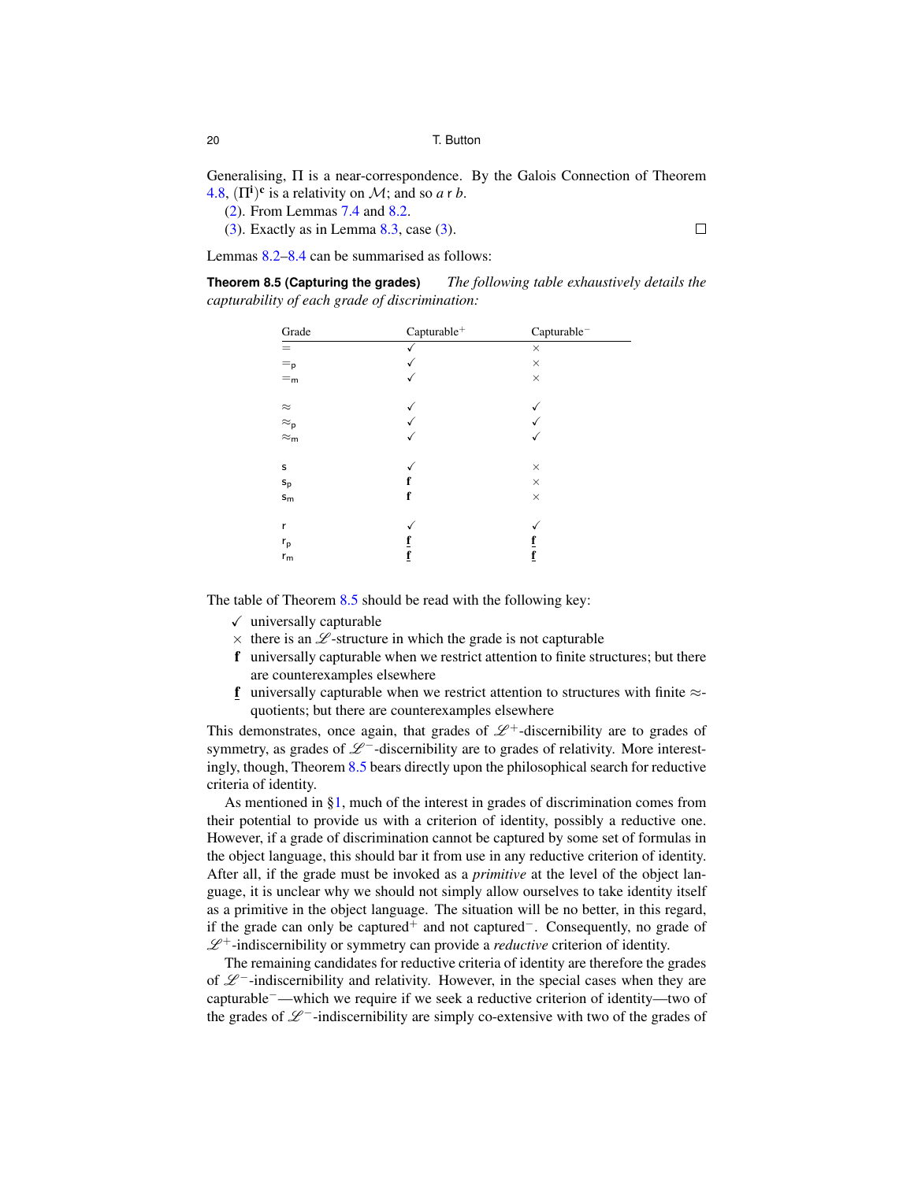Generalising, $\Pi$ is a near-correspondence. By the Galois Connection of Theorem 4.8, $(\Pi^{\mathbf{i}})^{\mathbf{c}}$ is a relativity on $\mathcal{M}$; and so $a \mathsf{r} b$.

(2). From Lemmas 7.4 and 8.2.

(3). Exactly as in Lemma 8.3, case (3). □

Lemmas 8.2–8.4 can be summarised as follows:

**Theorem 8.5 (Capturing the grades)** *The following table exhaustively details the capturability of each grade of discrimination:*

| Grade | Capturable$^+$ | Capturable$^-$ |
|---|---|---|
| $=$ | ✓ | × |
| $=_\mathsf{p}$ | ✓ | × |
| $=_\mathsf{m}$ | ✓ | × |
| $\approx$ | ✓ | ✓ |
| $\approx_\mathsf{p}$ | ✓ | ✓ |
| $\approx_\mathsf{m}$ | ✓ | ✓ |
| $\mathsf{s}$ | ✓ | × |
| $\mathsf{s}_\mathsf{p}$ | **f** | × |
| $\mathsf{s}_\mathsf{m}$ | **f** | × |
| $\mathsf{r}$ | ✓ | ✓ |
| $\mathsf{r}_\mathsf{p}$ | $\underline{\mathbf{f}}$ | $\underline{\mathbf{f}}$ |
| $\mathsf{r}_\mathsf{m}$ | $\underline{\mathbf{f}}$ | $\underline{\mathbf{f}}$ |

The table of Theorem 8.5 should be read with the following key:

- ✓ universally capturable
- × there is an $\mathscr{L}$-structure in which the grade is not capturable
- **f** universally capturable when we restrict attention to finite structures; but there are counterexamples elsewhere
- $\underline{\mathbf{f}}$ universally capturable when we restrict attention to structures with finite $\approx$-quotients; but there are counterexamples elsewhere

This demonstrates, once again, that grades of $\mathscr{L}^+$-discernibility are to grades of symmetry, as grades of $\mathscr{L}^-$-discernibility are to grades of relativity. More interestingly, though, Theorem 8.5 bears directly upon the philosophical search for reductive criteria of identity.

As mentioned in §1, much of the interest in grades of discrimination comes from their potential to provide us with a criterion of identity, possibly a reductive one. However, if a grade of discrimination cannot be captured by some set of formulas in the object language, this should bar it from use in any reductive criterion of identity. After all, if the grade must be invoked as a *primitive* at the level of the object language, it is unclear why we should not simply allow ourselves to take identity itself as a primitive in the object language. The situation will be no better, in this regard, if the grade can only be captured$^+$ and not captured$^-$. Consequently, no grade of $\mathscr{L}^+$-indiscernibility or symmetry can provide a *reductive* criterion of identity.

The remaining candidates for reductive criteria of identity are therefore the grades of $\mathscr{L}^-$-indiscernibility and relativity. However, in the special cases when they are capturable$^-$—which we require if we seek a reductive criterion of identity—two of the grades of $\mathscr{L}^-$-indiscernibility are simply co-extensive with two of the grades of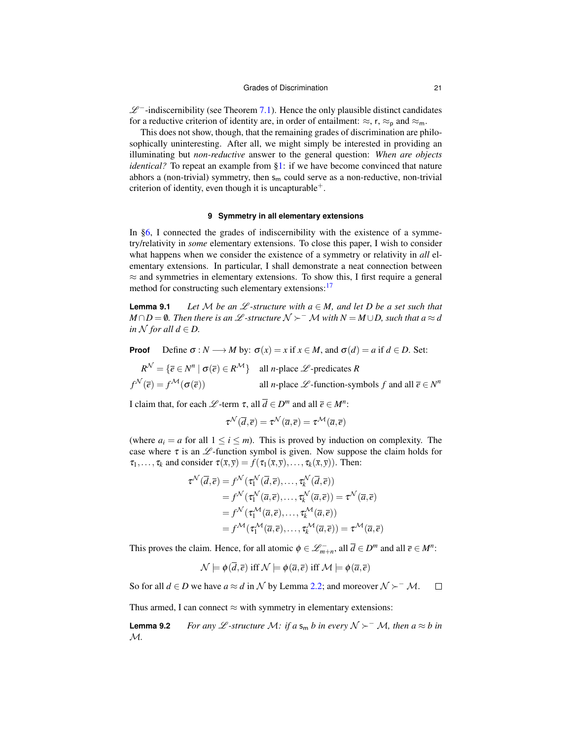$\mathscr{L}^-$-indiscernibility (see Theorem 7.1). Hence the only plausible distinct candidates for a reductive criterion of identity are, in order of entailment: $\approx$, $\mathsf{r}$, $\approx_\mathsf{p}$ and $\approx_\mathsf{m}$.

This does not show, though, that the remaining grades of discrimination are philosophically uninteresting. After all, we might simply be interested in providing an illuminating but *non-reductive* answer to the general question: *When are objects identical?* To repeat an example from §1: if we have become convinced that nature abhors a (non-trivial) symmetry, then $\mathsf{s}_\mathsf{m}$ could serve as a non-reductive, non-trivial criterion of identity, even though it is uncapturable$^+$.

## 9 Symmetry in all elementary extensions

In §6, I connected the grades of indiscernibility with the existence of a symmetry/relativity in *some* elementary extensions. To close this paper, I wish to consider what happens when we consider the existence of a symmetry or relativity in *all* elementary extensions. In particular, I shall demonstrate a neat connection between $\approx$ and symmetries in elementary extensions. To show this, I first require a general method for constructing such elementary extensions:[17]

**Lemma 9.1** *Let $\mathcal{M}$ be an $\mathscr{L}$-structure with $a \in M$, and let $D$ be a set such that $M \cap D = \emptyset$. Then there is an $\mathscr{L}$-structure $\mathcal{N} \succ^- \mathcal{M}$ with $N = M \cup D$, such that $a \approx d$ in $\mathcal{N}$ for all $d \in D$.*

**Proof** Define $\sigma : N \longrightarrow M$ by: $\sigma(x) = x$ if $x \in M$, and $\sigma(d) = a$ if $d \in D$. Set:

$$R^\mathcal{N} = \{\overline{e} \in N^n \mid \sigma(\overline{e}) \in R^\mathcal{M}\} \quad \text{all } n\text{-place } \mathscr{L}\text{-predicates } R$$
$$f^\mathcal{N}(\overline{e}) = f^\mathcal{M}(\sigma(\overline{e})) \quad \text{all } n\text{-place } \mathscr{L}\text{-function-symbols } f \text{ and all } \overline{e} \in N^n$$

I claim that, for each $\mathscr{L}$-term $\tau$, all $\overline{d} \in D^m$ and all $\overline{e} \in M^n$:

$$\tau^\mathcal{N}(\overline{d}, \overline{e}) = \tau^\mathcal{N}(\overline{a}, \overline{e}) = \tau^\mathcal{M}(\overline{a}, \overline{e})$$

(where $a_i = a$ for all $1 \leq i \leq m$). This is proved by induction on complexity. The case where $\tau$ is an $\mathscr{L}$-function symbol is given. Now suppose the claim holds for $\tau_1, \ldots, \tau_k$ and consider $\tau(\overline{x}, \overline{y}) = f(\tau_1(\overline{x}, \overline{y}), \ldots, \tau_k(\overline{x}, \overline{y}))$. Then:

$$\begin{aligned}
\tau^\mathcal{N}(\overline{d}, \overline{e}) &= f^\mathcal{N}(\tau_1^\mathcal{N}(\overline{d}, \overline{e}), \ldots, \tau_k^\mathcal{N}(\overline{d}, \overline{e})) \\
&= f^\mathcal{N}(\tau_1^\mathcal{N}(\overline{a}, \overline{e}), \ldots, \tau_k^\mathcal{N}(\overline{a}, \overline{e})) = \tau^\mathcal{N}(\overline{a}, \overline{e}) \\
&= f^\mathcal{N}(\tau_1^\mathcal{M}(\overline{a}, \overline{e}), \ldots, \tau_k^\mathcal{M}(\overline{a}, \overline{e})) \\
&= f^\mathcal{M}(\tau_1^\mathcal{M}(\overline{a}, \overline{e}), \ldots, \tau_k^\mathcal{M}(\overline{a}, \overline{e})) = \tau^\mathcal{M}(\overline{a}, \overline{e})
\end{aligned}$$

This proves the claim. Hence, for all atomic $\phi \in \mathscr{L}^-_{m+n}$, all $\overline{d} \in D^m$ and all $\overline{e} \in M^n$:

$$\mathcal{N} \models \phi(\overline{d}, \overline{e}) \text{ iff } \mathcal{N} \models \phi(\overline{a}, \overline{e}) \text{ iff } \mathcal{M} \models \phi(\overline{a}, \overline{e})$$

So for all $d \in D$ we have $a \approx d$ in $\mathcal{N}$ by Lemma 2.2; and moreover $\mathcal{N} \succ^- \mathcal{M}$. □

Thus armed, I can connect $\approx$ with symmetry in elementary extensions:

**Lemma 9.2** *For any $\mathscr{L}$-structure $\mathcal{M}$: if $a$ $\mathsf{s}_\mathsf{m}$ $b$ in every $\mathcal{N} \succ^- \mathcal{M}$, then $a \approx b$ in $\mathcal{M}$.*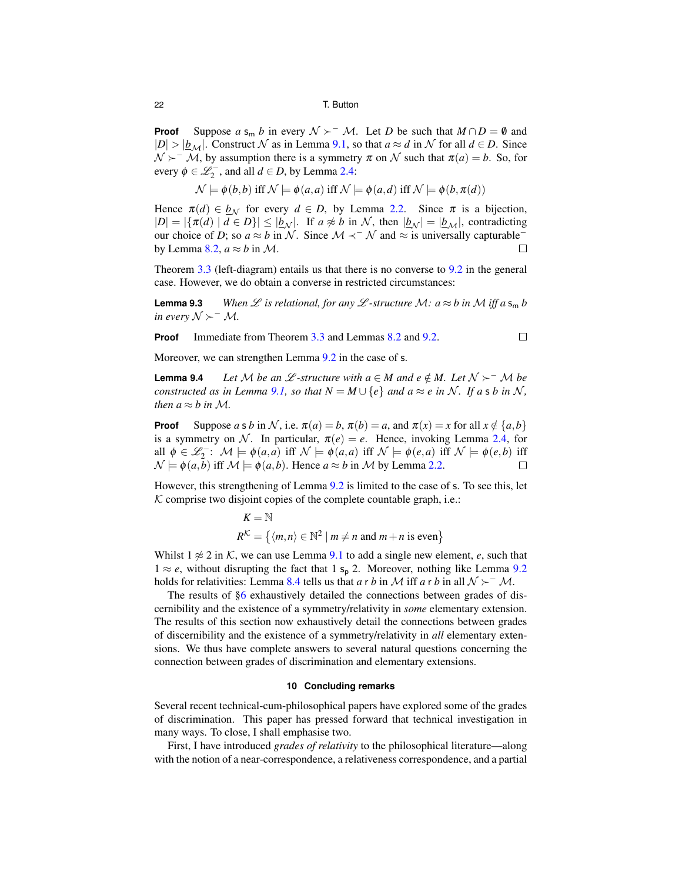**Proof** Suppose $a \mathsf{s_m} b$ in every $\mathcal{N} \succ^- \mathcal{M}$. Let $D$ be such that $M \cap D = \emptyset$ and $|D| > |\underline{b}_{\mathcal{M}}|$. Construct $\mathcal{N}$ as in Lemma 9.1, so that $a \approx d$ in $\mathcal{N}$ for all $d \in D$. Since $\mathcal{N} \succ^- \mathcal{M}$, by assumption there is a symmetry $\pi$ on $\mathcal{N}$ such that $\pi(a) = b$. So, for every $\phi \in \mathscr{L}_2^-$, and all $d \in D$, by Lemma 2.4:

$$\mathcal{N} \models \phi(b,b) \text{ iff } \mathcal{N} \models \phi(a,a) \text{ iff } \mathcal{N} \models \phi(a,d) \text{ iff } \mathcal{N} \models \phi(b,\pi(d))$$

Hence $\pi(d) \in \underline{b}_{\mathcal{N}}$ for every $d \in D$, by Lemma 2.2. Since $\pi$ is a bijection, $|D| = |\{\pi(d) \mid d \in D\}| \leq |\underline{b}_{\mathcal{N}}|$. If $a \not\approx b$ in $\mathcal{N}$, then $|\underline{b}_{\mathcal{N}}| = |\underline{b}_{\mathcal{M}}|$, contradicting our choice of $D$; so $a \approx b$ in $\mathcal{N}$. Since $\mathcal{M} \prec^- \mathcal{N}$ and $\approx$ is universally capturable$^-$ by Lemma 8.2, $a \approx b$ in $\mathcal{M}$. □

Theorem 3.3 (left-diagram) entails us that there is no converse to 9.2 in the general case. However, we do obtain a converse in restricted circumstances:

**Lemma 9.3** *When $\mathscr{L}$ is relational, for any $\mathscr{L}$-structure $\mathcal{M}$: $a \approx b$ in $\mathcal{M}$ iff $a \mathsf{s_m} b$ in every $\mathcal{N} \succ^- \mathcal{M}$.*

**Proof** Immediate from Theorem 3.3 and Lemmas 8.2 and 9.2. □

Moreover, we can strengthen Lemma 9.2 in the case of $\mathsf{s}$.

**Lemma 9.4** *Let $\mathcal{M}$ be an $\mathscr{L}$-structure with $a \in M$ and $e \notin M$. Let $\mathcal{N} \succ^- \mathcal{M}$ be constructed as in Lemma 9.1, so that $N = M \cup \{e\}$ and $a \approx e$ in $\mathcal{N}$. If $a \mathsf{s} b$ in $\mathcal{N}$, then $a \approx b$ in $\mathcal{M}$.*

**Proof** Suppose $a \mathsf{s} b$ in $\mathcal{N}$, i.e. $\pi(a) = b$, $\pi(b) = a$, and $\pi(x) = x$ for all $x \notin \{a,b\}$ is a symmetry on $\mathcal{N}$. In particular, $\pi(e) = e$. Hence, invoking Lemma 2.4, for all $\phi \in \mathscr{L}_2^-$: $\mathcal{M} \models \phi(a,a)$ iff $\mathcal{N} \models \phi(a,a)$ iff $\mathcal{N} \models \phi(e,a)$ iff $\mathcal{N} \models \phi(e,b)$ iff $\mathcal{N} \models \phi(a,b)$ iff $\mathcal{M} \models \phi(a,b)$. Hence $a \approx b$ in $\mathcal{M}$ by Lemma 2.2. □

However, this strengthening of Lemma 9.2 is limited to the case of $\mathsf{s}$. To see this, let $\mathcal{K}$ comprise two disjoint copies of the complete countable graph, i.e.:

$$K = \mathbb{N}$$
$$R^{\mathcal{K}} = \{\langle m,n\rangle \in \mathbb{N}^2 \mid m \neq n \text{ and } m+n \text{ is even}\}$$

Whilst $1 \not\approx 2$ in $\mathcal{K}$, we can use Lemma 9.1 to add a single new element, $e$, such that $1 \approx e$, without disrupting the fact that $1 \mathsf{s_p} 2$. Moreover, nothing like Lemma 9.2 holds for relativities: Lemma 8.4 tells us that $a \mathsf{r} b$ in $\mathcal{M}$ iff $a \mathsf{r} b$ in all $\mathcal{N} \succ^- \mathcal{M}$.

The results of §6 exhaustively detailed the connections between grades of discernibility and the existence of a symmetry/relativity in *some* elementary extension. The results of this section now exhaustively detail the connections between grades of discernibility and the existence of a symmetry/relativity in *all* elementary extensions. We thus have complete answers to several natural questions concerning the connection between grades of discrimination and elementary extensions.

## 10 Concluding remarks

Several recent technical-cum-philosophical papers have explored some of the grades of discrimination. This paper has pressed forward that technical investigation in many ways. To close, I shall emphasise two.

First, I have introduced *grades of relativity* to the philosophical literature—along with the notion of a near-correspondence, a relativeness correspondence, and a partial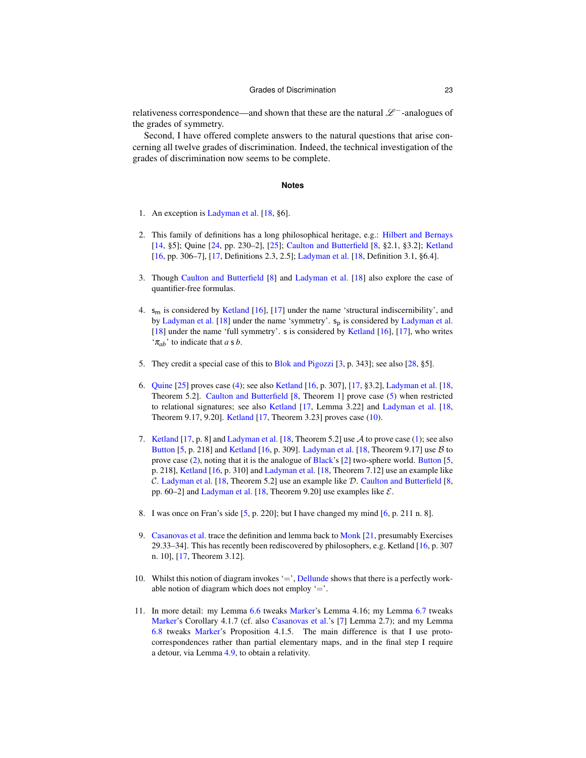relativeness correspondence—and shown that these are the natural $\mathscr{L}^-$-analogues of the grades of symmetry.

Second, I have offered complete answers to the natural questions that arise concerning all twelve grades of discrimination. Indeed, the technical investigation of the grades of discrimination now seems to be complete.

## Notes

1. An exception is Ladyman et al. [18, §6].

2. This family of definitions has a long philosophical heritage, e.g.: Hilbert and Bernays [14, §5]; Quine [24, pp. 230–2], [25]; Caulton and Butterfield [8, §2.1, §3.2]; Ketland [16, pp. 306–7], [17, Definitions 2.3, 2.5]; Ladyman et al. [18, Definition 3.1, §6.4].

3. Though Caulton and Butterfield [8] and Ladyman et al. [18] also explore the case of quantifier-free formulas.

4. $\mathsf{s_m}$ is considered by Ketland [16], [17] under the name 'structural indiscernibility', and by Ladyman et al. [18] under the name 'symmetry'. $\mathsf{s_p}$ is considered by Ladyman et al. [18] under the name 'full symmetry'. $\mathsf{s}$ is considered by Ketland [16], [17], who writes '$\pi_{ab}$' to indicate that $a \mathrel{\mathsf{s}} b$.

5. They credit a special case of this to Blok and Pigozzi [3, p. 343]; see also [28, §5].

6. Quine [25] proves case (4); see also Ketland [16, p. 307], [17, §3.2], Ladyman et al. [18, Theorem 5.2]. Caulton and Butterfield [8, Theorem 1] prove case (5) when restricted to relational signatures; see also Ketland [17, Lemma 3.22] and Ladyman et al. [18, Theorem 9.17, 9.20]. Ketland [17, Theorem 3.23] proves case (10).

7. Ketland [17, p. 8] and Ladyman et al. [18, Theorem 5.2] use $\mathcal{A}$ to prove case (1); see also Button [5, p. 218] and Ketland [16, p. 309]. Ladyman et al. [18, Theorem 9.17] use $\mathcal{B}$ to prove case (2), noting that it is the analogue of Black's [2] two-sphere world. Button [5, p. 218], Ketland [16, p. 310] and Ladyman et al. [18, Theorem 7.12] use an example like $\mathcal{C}$. Ladyman et al. [18, Theorem 5.2] use an example like $\mathcal{D}$. Caulton and Butterfield [8, pp. 60–2] and Ladyman et al. [18, Theorem 9.20] use examples like $\mathcal{E}$.

8. I was once on Fran's side [5, p. 220]; but I have changed my mind [6, p. 211 n. 8].

9. Casanovas et al. trace the definition and lemma back to Monk [21, presumably Exercises 29.33–34]. This has recently been rediscovered by philosophers, e.g. Ketland [16, p. 307 n. 10], [17, Theorem 3.12].

10. Whilst this notion of diagram invokes '$=$', Dellunde shows that there is a perfectly workable notion of diagram which does not employ '$=$'.

11. In more detail: my Lemma 6.6 tweaks Marker's Lemma 4.16; my Lemma 6.7 tweaks Marker's Corollary 4.1.7 (cf. also Casanovas et al.'s [7] Lemma 2.7); and my Lemma 6.8 tweaks Marker's Proposition 4.1.5. The main difference is that I use proto-correspondences rather than partial elementary maps, and in the final step I require a detour, via Lemma 4.9, to obtain a relativity.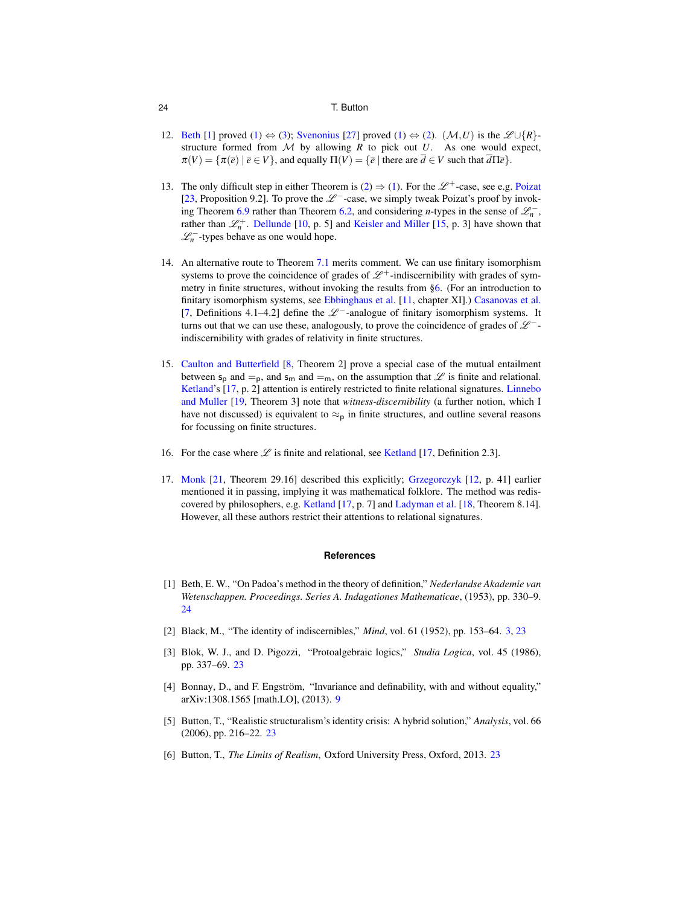12. Beth [1] proved (1) ⇔ (3); Svenonius [27] proved (1) ⇔ (2). $(\mathcal{M}, U)$ is the $\mathscr{L} \cup \{R\}$-structure formed from $\mathcal{M}$ by allowing $R$ to pick out $U$. As one would expect, $\pi(V) = \{\pi(\overline{e}) \mid \overline{e} \in V\}$, and equally $\Pi(V) = \{\overline{e} \mid \text{there are } \overline{d} \in V \text{ such that } \overline{d}\Pi\overline{e}\}$.

13. The only difficult step in either Theorem is (2) ⇒ (1). For the $\mathscr{L}^+$-case, see e.g. Poizat [23, Proposition 9.2]. To prove the $\mathscr{L}^-$-case, we simply tweak Poizat's proof by invoking Theorem 6.9 rather than Theorem 6.2, and considering $n$-types in the sense of $\mathscr{L}_n^-$, rather than $\mathscr{L}_n^+$. Dellunde [10, p. 5] and Keisler and Miller [15, p. 3] have shown that $\mathscr{L}_n^-$-types behave as one would hope.

14. An alternative route to Theorem 7.1 merits comment. We can use finitary isomorphism systems to prove the coincidence of grades of $\mathscr{L}^+$-indiscernibility with grades of symmetry in finite structures, without invoking the results from §6. (For an introduction to finitary isomorphism systems, see Ebbinghaus et al. [11, chapter XI].) Casanovas et al. [7, Definitions 4.1–4.2] define the $\mathscr{L}^-$-analogue of finitary isomorphism systems. It turns out that we can use these, analogously, to prove the coincidence of grades of $\mathscr{L}^-$-indiscernibility with grades of relativity in finite structures.

15. Caulton and Butterfield [8, Theorem 2] prove a special case of the mutual entailment between $\mathsf{s_p}$ and $=_\mathsf{p}$, and $\mathsf{s_m}$ and $=_\mathsf{m}$, on the assumption that $\mathscr{L}$ is finite and relational. Ketland's [17, p. 2] attention is entirely restricted to finite relational signatures. Linnebo and Muller [19, Theorem 3] note that *witness-discernibility* (a further notion, which I have not discussed) is equivalent to $\approx_\mathsf{p}$ in finite structures, and outline several reasons for focussing on finite structures.

16. For the case where $\mathscr{L}$ is finite and relational, see Ketland [17, Definition 2.3].

17. Monk [21, Theorem 29.16] described this explicitly; Grzegorczyk [12, p. 41] earlier mentioned it in passing, implying it was mathematical folklore. The method was rediscovered by philosophers, e.g. Ketland [17, p. 7] and Ladyman et al. [18, Theorem 8.14]. However, all these authors restrict their attentions to relational signatures.

## References

[1] Beth, E. W., "On Padoa's method in the theory of definition," *Nederlandse Akademie van Wetenschappen. Proceedings. Series A. Indagationes Mathematicae*, (1953), pp. 330–9. 24

[2] Black, M., "The identity of indiscernibles," *Mind*, vol. 61 (1952), pp. 153–64. 3, 23

[3] Blok, W. J., and D. Pigozzi, "Protoalgebraic logics," *Studia Logica*, vol. 45 (1986), pp. 337–69. 23

[4] Bonnay, D., and F. Engström, "Invariance and definability, with and without equality," arXiv:1308.1565 [math.LO], (2013). 9

[5] Button, T., "Realistic structuralism's identity crisis: A hybrid solution," *Analysis*, vol. 66 (2006), pp. 216–22. 23

[6] Button, T., *The Limits of Realism*, Oxford University Press, Oxford, 2013. 23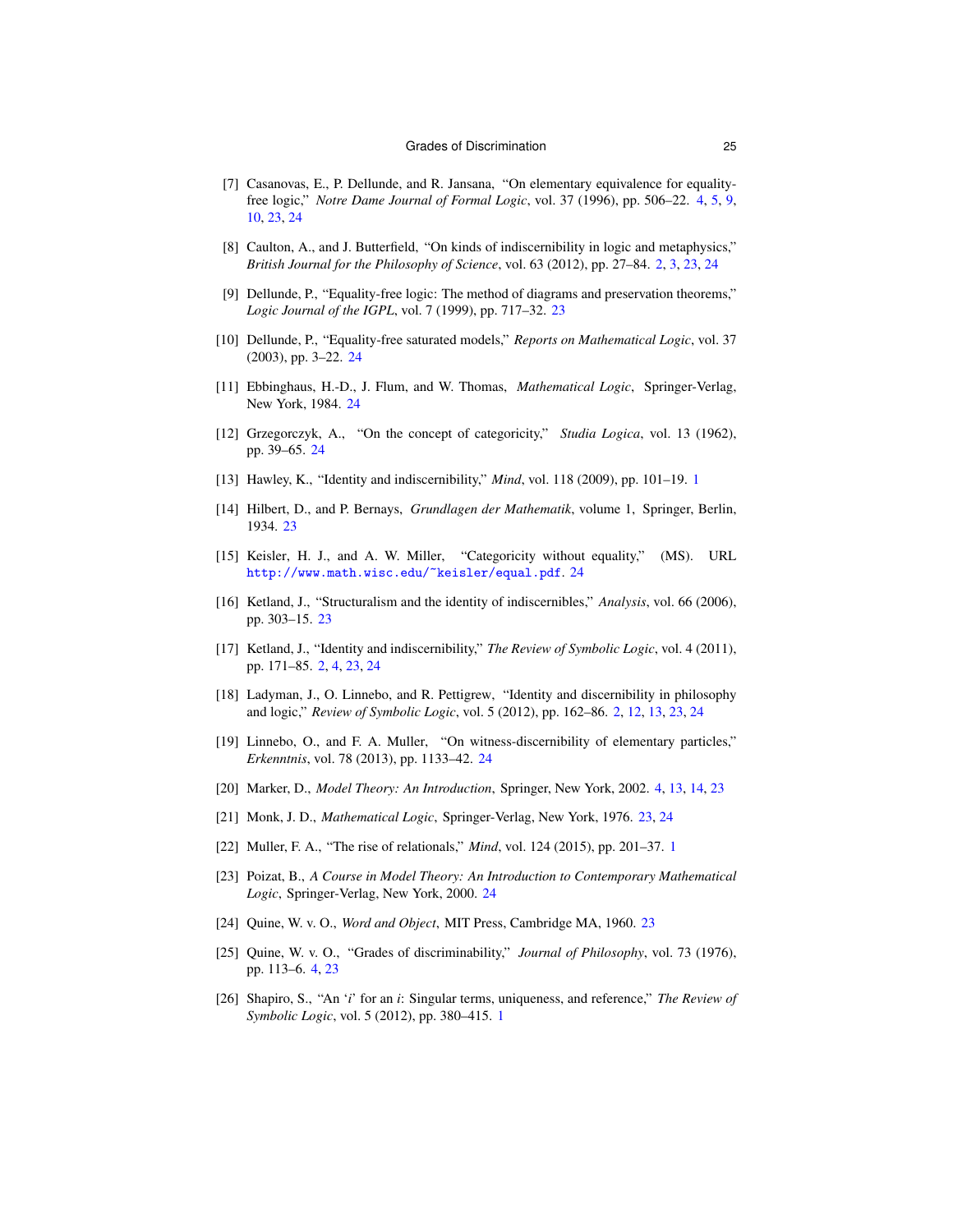[7] Casanovas, E., P. Dellunde, and R. Jansana, "On elementary equivalence for equality-free logic," *Notre Dame Journal of Formal Logic*, vol. 37 (1996), pp. 506–22. 4, 5, 9, 10, 23, 24

[8] Caulton, A., and J. Butterfield, "On kinds of indiscernibility in logic and metaphysics," *British Journal for the Philosophy of Science*, vol. 63 (2012), pp. 27–84. 2, 3, 23, 24

[9] Dellunde, P., "Equality-free logic: The method of diagrams and preservation theorems," *Logic Journal of the IGPL*, vol. 7 (1999), pp. 717–32. 23

[10] Dellunde, P., "Equality-free saturated models," *Reports on Mathematical Logic*, vol. 37 (2003), pp. 3–22. 24

[11] Ebbinghaus, H.-D., J. Flum, and W. Thomas, *Mathematical Logic*, Springer-Verlag, New York, 1984. 24

[12] Grzegorczyk, A., "On the concept of categoricity," *Studia Logica*, vol. 13 (1962), pp. 39–65. 24

[13] Hawley, K., "Identity and indiscernibility," *Mind*, vol. 118 (2009), pp. 101–19. 1

[14] Hilbert, D., and P. Bernays, *Grundlagen der Mathematik*, volume 1, Springer, Berlin, 1934. 23

[15] Keisler, H. J., and A. W. Miller, "Categoricity without equality," (MS). URL `http://www.math.wisc.edu/~keisler/equal.pdf`. 24

[16] Ketland, J., "Structuralism and the identity of indiscernibles," *Analysis*, vol. 66 (2006), pp. 303–15. 23

[17] Ketland, J., "Identity and indiscernibility," *The Review of Symbolic Logic*, vol. 4 (2011), pp. 171–85. 2, 4, 23, 24

[18] Ladyman, J., O. Linnebo, and R. Pettigrew, "Identity and discernibility in philosophy and logic," *Review of Symbolic Logic*, vol. 5 (2012), pp. 162–86. 2, 12, 13, 23, 24

[19] Linnebo, O., and F. A. Muller, "On witness-discernibility of elementary particles," *Erkenntnis*, vol. 78 (2013), pp. 1133–42. 24

[20] Marker, D., *Model Theory: An Introduction*, Springer, New York, 2002. 4, 13, 14, 23

[21] Monk, J. D., *Mathematical Logic*, Springer-Verlag, New York, 1976. 23, 24

[22] Muller, F. A., "The rise of relationals," *Mind*, vol. 124 (2015), pp. 201–37. 1

[23] Poizat, B., *A Course in Model Theory: An Introduction to Contemporary Mathematical Logic*, Springer-Verlag, New York, 2000. 24

[24] Quine, W. v. O., *Word and Object*, MIT Press, Cambridge MA, 1960. 23

[25] Quine, W. v. O., "Grades of discriminability," *Journal of Philosophy*, vol. 73 (1976), pp. 113–6. 4, 23

[26] Shapiro, S., "An '*i*' for an *i*: Singular terms, uniqueness, and reference," *The Review of Symbolic Logic*, vol. 5 (2012), pp. 380–415. 1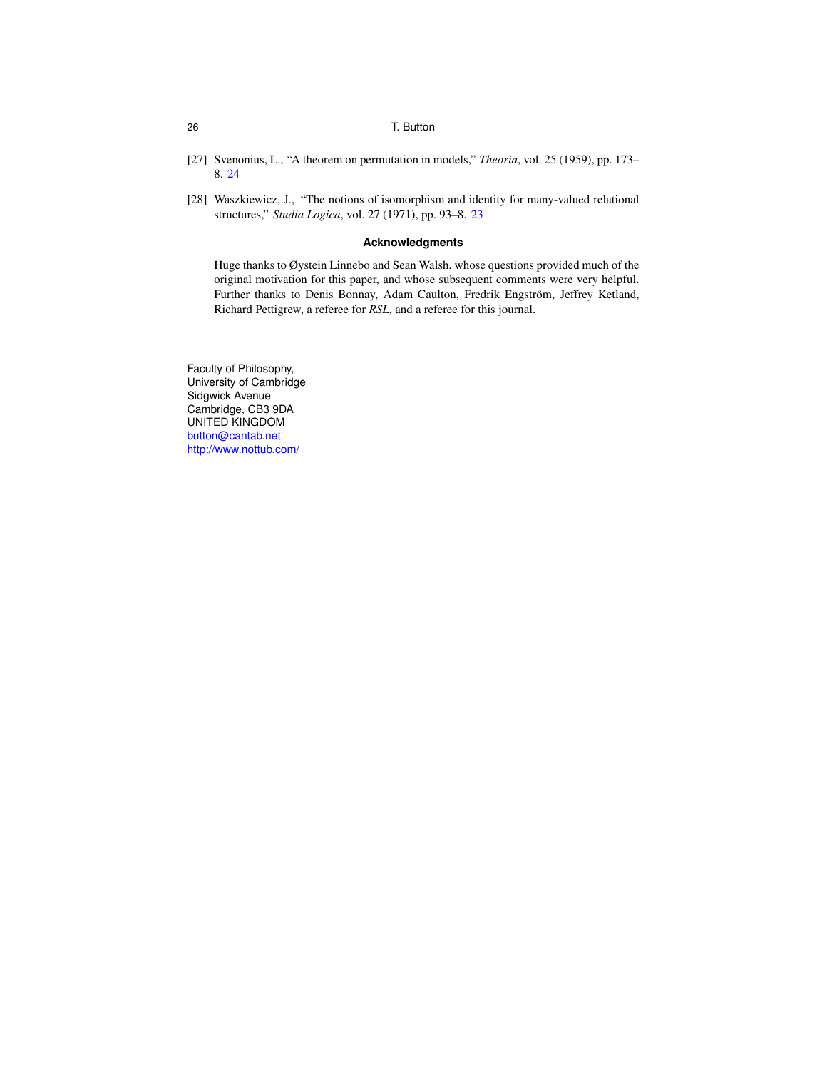[27] Svenonius, L., "A theorem on permutation in models," *Theoria*, vol. 25 (1959), pp. 173–8. 24

[28] Waszkiewicz, J., "The notions of isomorphism and identity for many-valued relational structures," *Studia Logica*, vol. 27 (1971), pp. 93–8. 23

## Acknowledgments

Huge thanks to Øystein Linnebo and Sean Walsh, whose questions provided much of the original motivation for this paper, and whose subsequent comments were very helpful. Further thanks to Denis Bonnay, Adam Caulton, Fredrik Engström, Jeffrey Ketland, Richard Pettigrew, a referee for *RSL*, and a referee for this journal.

Faculty of Philosophy,
University of Cambridge
Sidgwick Avenue
Cambridge, CB3 9DA
UNITED KINGDOM
button@cantab.net
http://www.nottub.com/